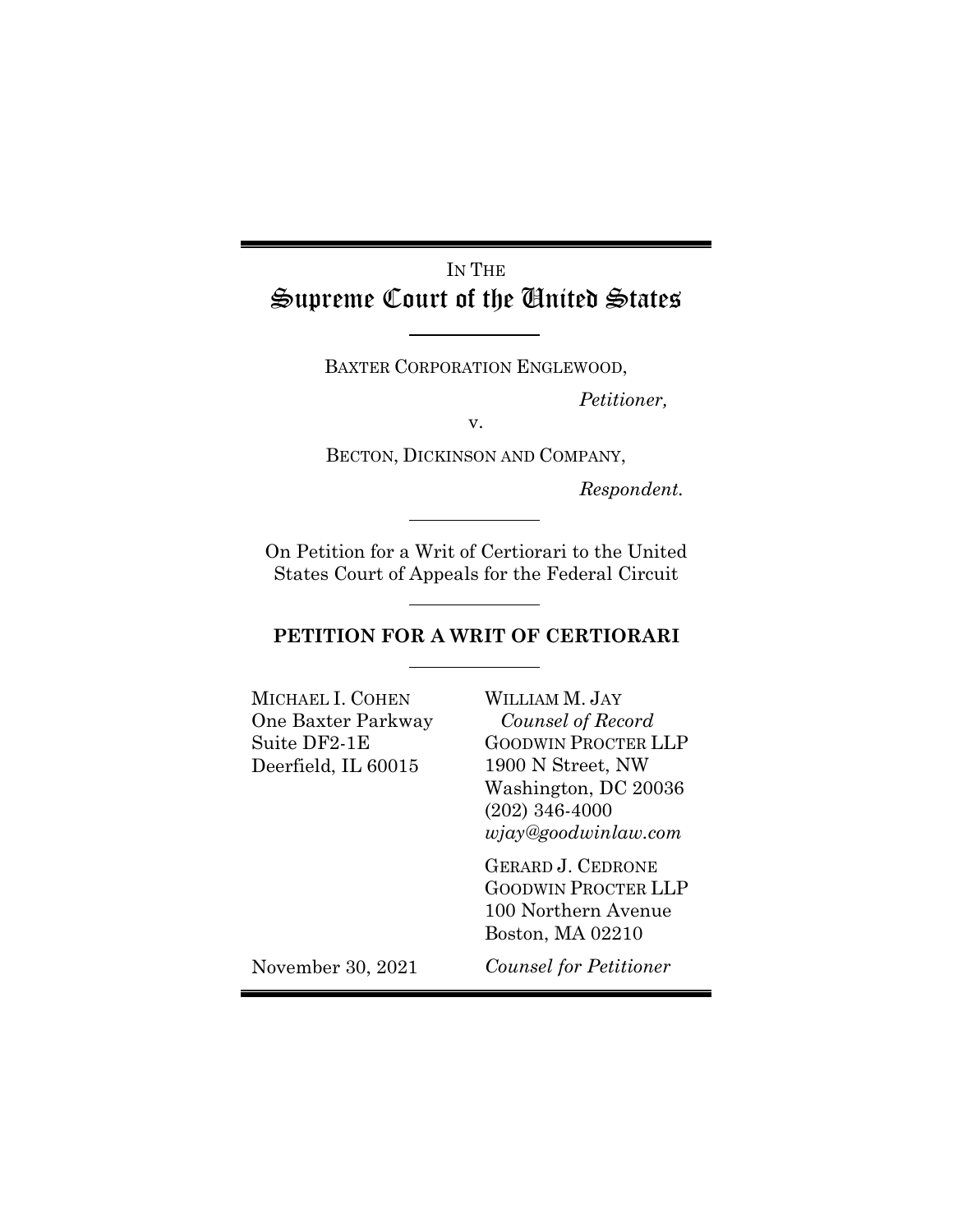IN THE

# Supreme Court of the United States

BAXTER CORPORATION ENGLEWOOD,

*Petitioner,*

v.

BECTON, DICKINSON AND COMPANY,

*Respondent.*

On Petition for a Writ of Certiorari to the United States Court of Appeals for the Federal Circuit

## PETITION FOR A WRIT OF CERTIORARI

MICHAEL I. COHEN
One Baxter Parkway
Suite DF2-1E
Deerfield, IL 60015

WILLIAM M. JAY
*Counsel of Record*
GOODWIN PROCTER LLP
1900 N Street, NW
Washington, DC 20036
(202) 346-4000
*wjay@goodwinlaw.com*

GERARD J. CEDRONE
GOODWIN PROCTER LLP
100 Northern Avenue
Boston, MA 02210

*Counsel for Petitioner*

November 30, 2021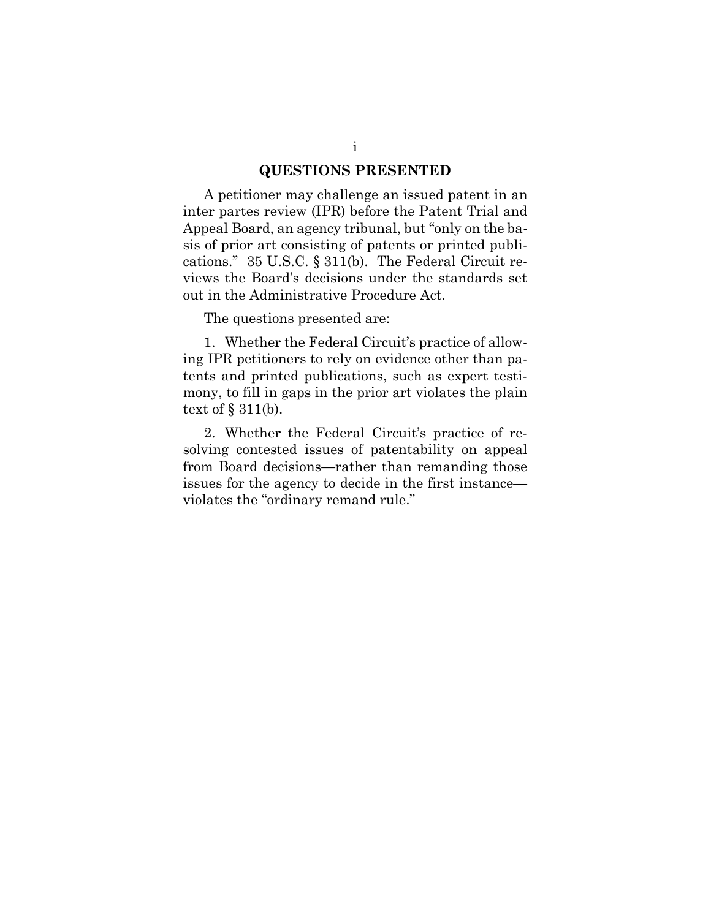## QUESTIONS PRESENTED

A petitioner may challenge an issued patent in an inter partes review (IPR) before the Patent Trial and Appeal Board, an agency tribunal, but "only on the basis of prior art consisting of patents or printed publications." 35 U.S.C. § 311(b). The Federal Circuit reviews the Board's decisions under the standards set out in the Administrative Procedure Act.

The questions presented are:

1. Whether the Federal Circuit's practice of allowing IPR petitioners to rely on evidence other than patents and printed publications, such as expert testimony, to fill in gaps in the prior art violates the plain text of § 311(b).

2. Whether the Federal Circuit's practice of resolving contested issues of patentability on appeal from Board decisions—rather than remanding those issues for the agency to decide in the first instance—violates the "ordinary remand rule."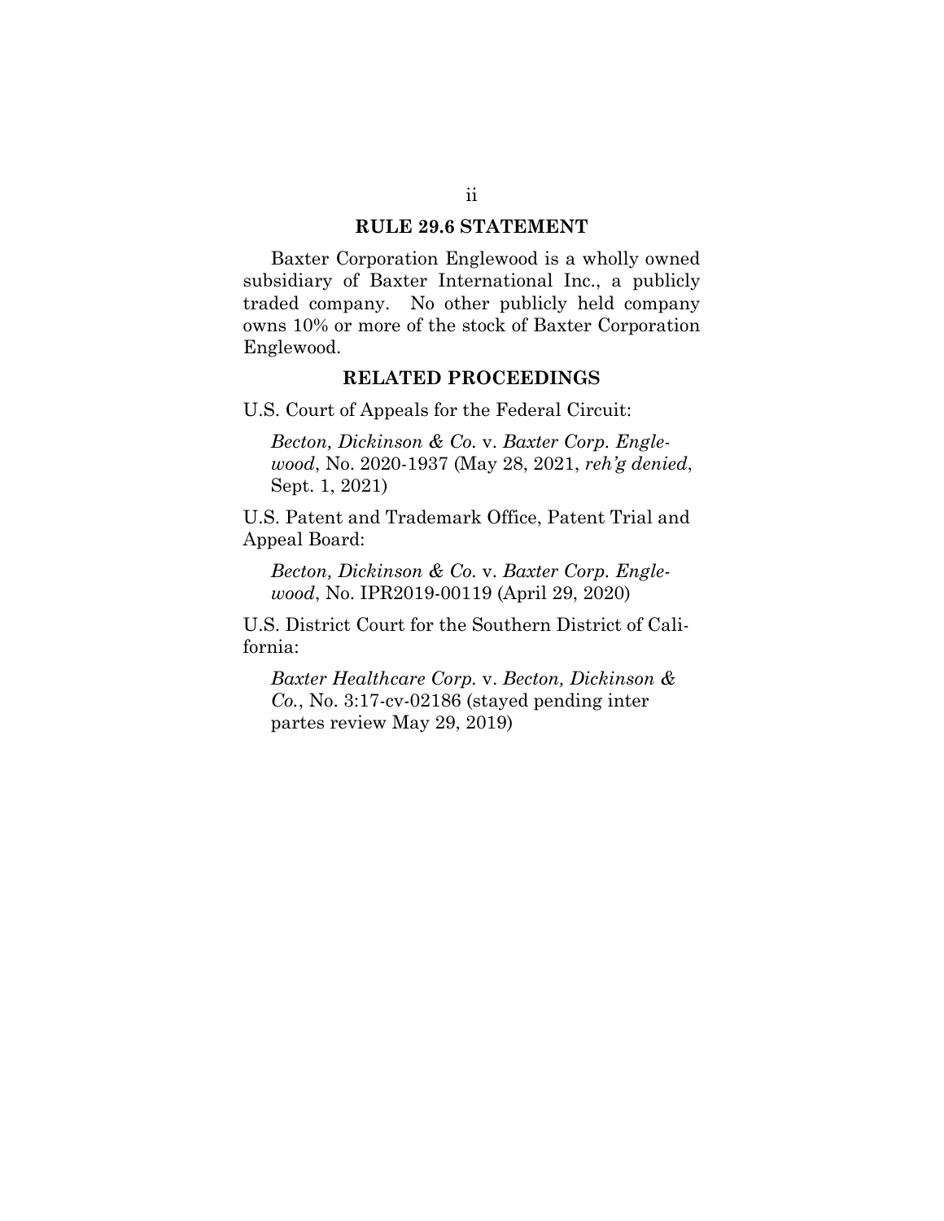## RULE 29.6 STATEMENT

Baxter Corporation Englewood is a wholly owned subsidiary of Baxter International Inc., a publicly traded company. No other publicly held company owns 10% or more of the stock of Baxter Corporation Englewood.

## RELATED PROCEEDINGS

U.S. Court of Appeals for the Federal Circuit:

*Becton, Dickinson & Co.* v. *Baxter Corp. Englewood*, No. 2020-1937 (May 28, 2021, *reh'g denied*, Sept. 1, 2021)

U.S. Patent and Trademark Office, Patent Trial and Appeal Board:

*Becton, Dickinson & Co.* v. *Baxter Corp. Englewood*, No. IPR2019-00119 (April 29, 2020)

U.S. District Court for the Southern District of California:

*Baxter Healthcare Corp.* v. *Becton, Dickinson & Co.*, No. 3:17-cv-02186 (stayed pending inter partes review May 29, 2019)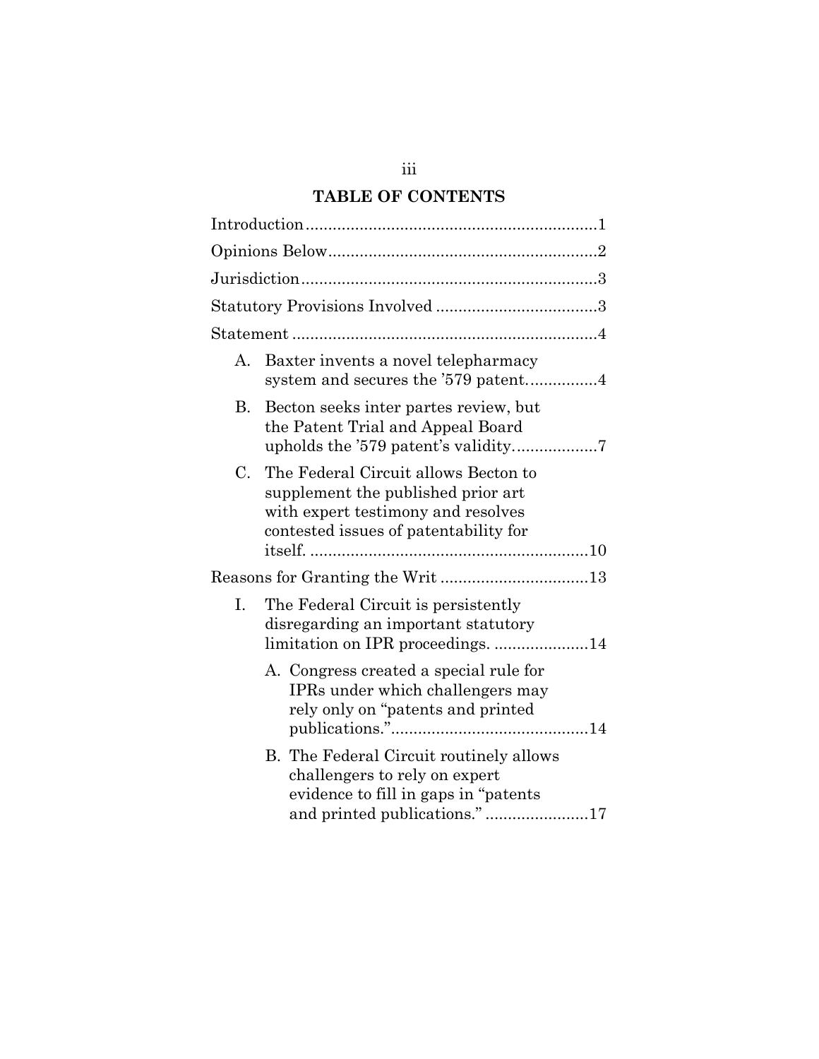## TABLE OF CONTENTS

Introduction ................................................................ 1

Opinions Below ........................................................... 2

Jurisdiction ................................................................. 3

Statutory Provisions Involved .................................... 3

Statement ................................................................... 4

A. Baxter invents a novel telepharmacy system and secures the '579 patent. ............... 4

B. Becton seeks inter partes review, but the Patent Trial and Appeal Board upholds the '579 patent's validity. ................. 7

C. The Federal Circuit allows Becton to supplement the published prior art with expert testimony and resolves contested issues of patentability for itself. ............................................................. 10

Reasons for Granting the Writ ................................ 13

I. The Federal Circuit is persistently disregarding an important statutory limitation on IPR proceedings. ..................... 14

   A. Congress created a special rule for IPRs under which challengers may rely only on "patents and printed publications." ........................................... 14

   B. The Federal Circuit routinely allows challengers to rely on expert evidence to fill in gaps in "patents and printed publications." ...................... 17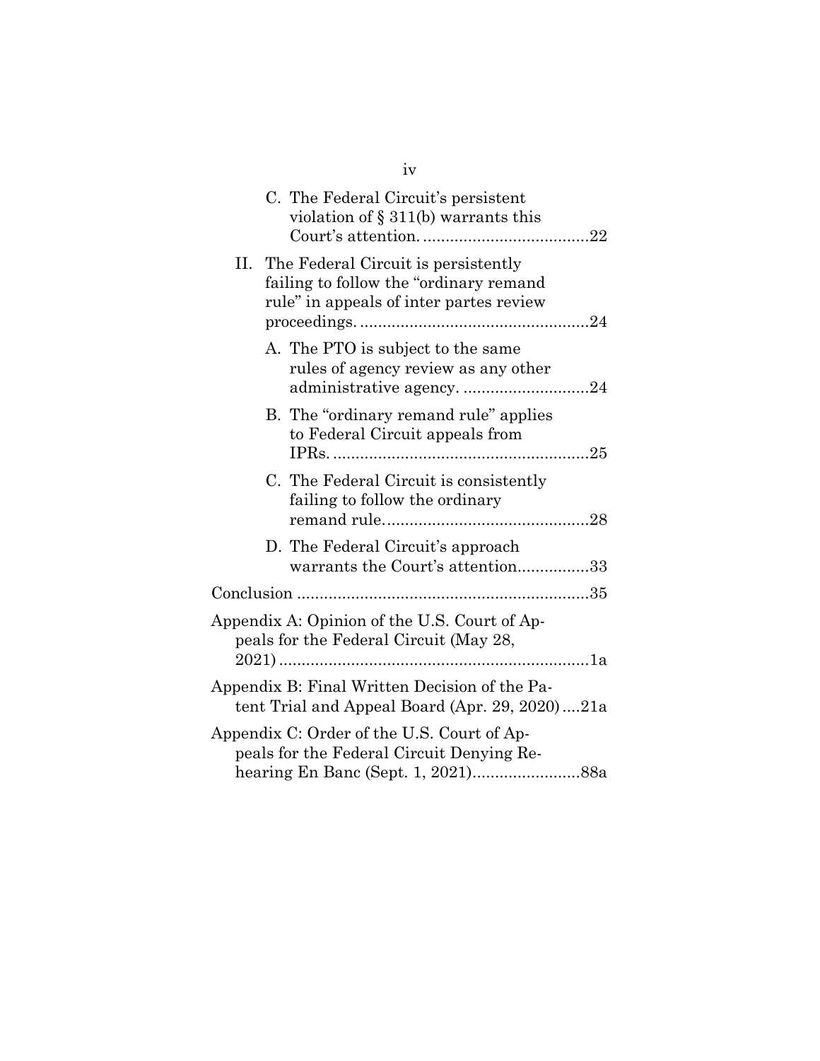C. The Federal Circuit's persistent violation of § 311(b) warrants this Court's attention. ....................................22

II. The Federal Circuit is persistently failing to follow the "ordinary remand rule" in appeals of inter partes review proceedings. ..................................................24

A. The PTO is subject to the same rules of agency review as any other administrative agency. ............................24

B. The "ordinary remand rule" applies to Federal Circuit appeals from IPRs. .........................................................25

C. The Federal Circuit is consistently failing to follow the ordinary remand rule..............................................28

D. The Federal Circuit's approach warrants the Court's attention................33

Conclusion .................................................................35

Appendix A: Opinion of the U.S. Court of Appeals for the Federal Circuit (May 28, 2021) .....................................................................1a

Appendix B: Final Written Decision of the Patent Trial and Appeal Board (Apr. 29, 2020)....21a

Appendix C: Order of the U.S. Court of Appeals for the Federal Circuit Denying Rehearing En Banc (Sept. 1, 2021)........................88a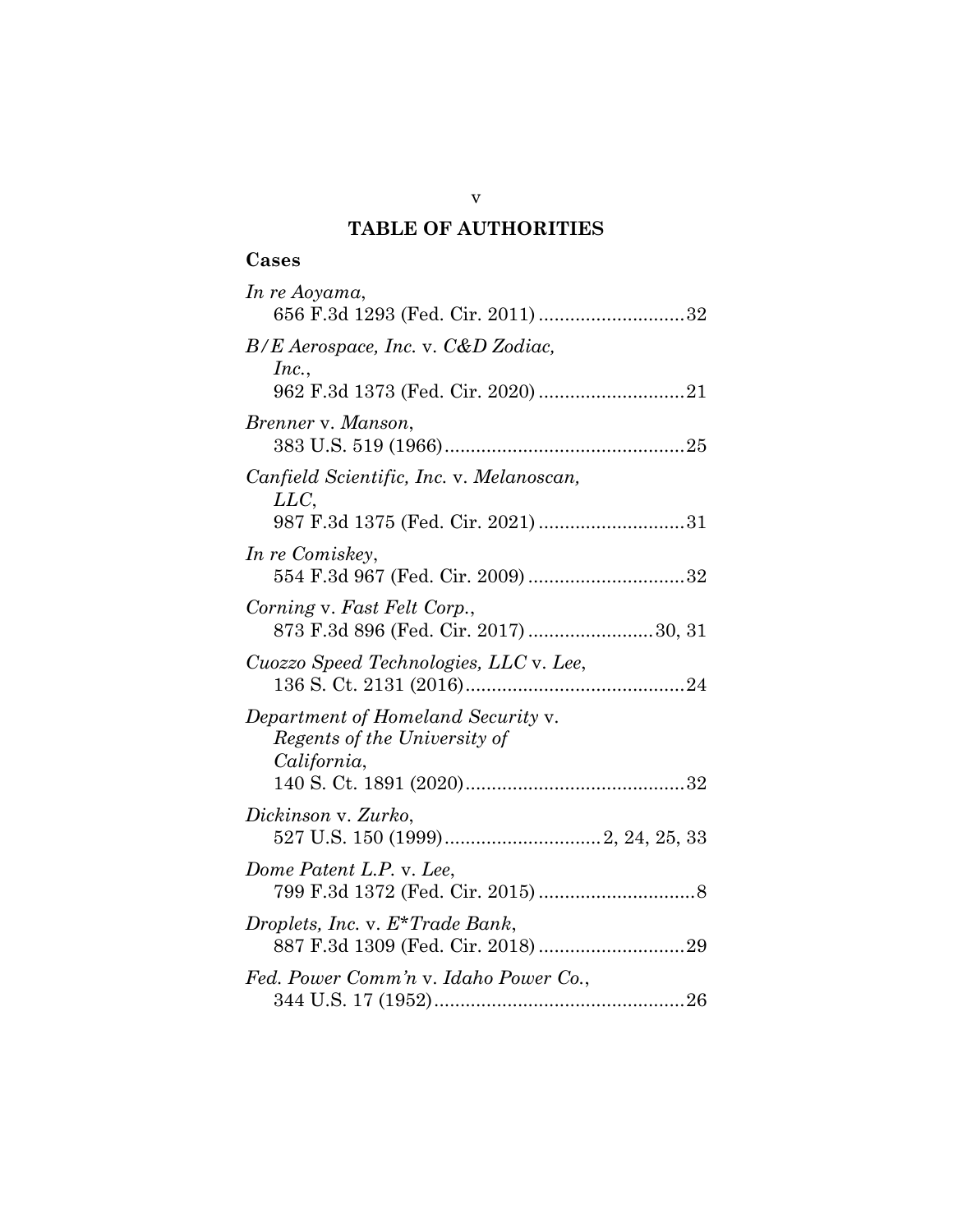# TABLE OF AUTHORITIES

## Cases

*In re Aoyama*, 656 F.3d 1293 (Fed. Cir. 2011) ............................32

*B/E Aerospace, Inc.* v. *C&D Zodiac, Inc.*, 962 F.3d 1373 (Fed. Cir. 2020) ............................21

*Brenner* v. *Manson*, 383 U.S. 519 (1966)..............................................25

*Canfield Scientific, Inc.* v. *Melanoscan, LLC*, 987 F.3d 1375 (Fed. Cir. 2021) ............................31

*In re Comiskey*, 554 F.3d 967 (Fed. Cir. 2009) ..............................32

*Corning* v. *Fast Felt Corp.*, 873 F.3d 896 (Fed. Cir. 2017) ........................30, 31

*Cuozzo Speed Technologies, LLC* v. *Lee*, 136 S. Ct. 2131 (2016)..........................................24

*Department of Homeland Security* v. *Regents of the University of California*, 140 S. Ct. 1891 (2020)..........................................32

*Dickinson* v. *Zurko*, 527 U.S. 150 (1999)..............................2, 24, 25, 33

*Dome Patent L.P.* v. *Lee*, 799 F.3d 1372 (Fed. Cir. 2015) ..............................8

*Droplets, Inc.* v. *E*Trade Bank*, 887 F.3d 1309 (Fed. Cir. 2018) ............................29

*Fed. Power Comm'n* v. *Idaho Power Co.*, 344 U.S. 17 (1952)................................................26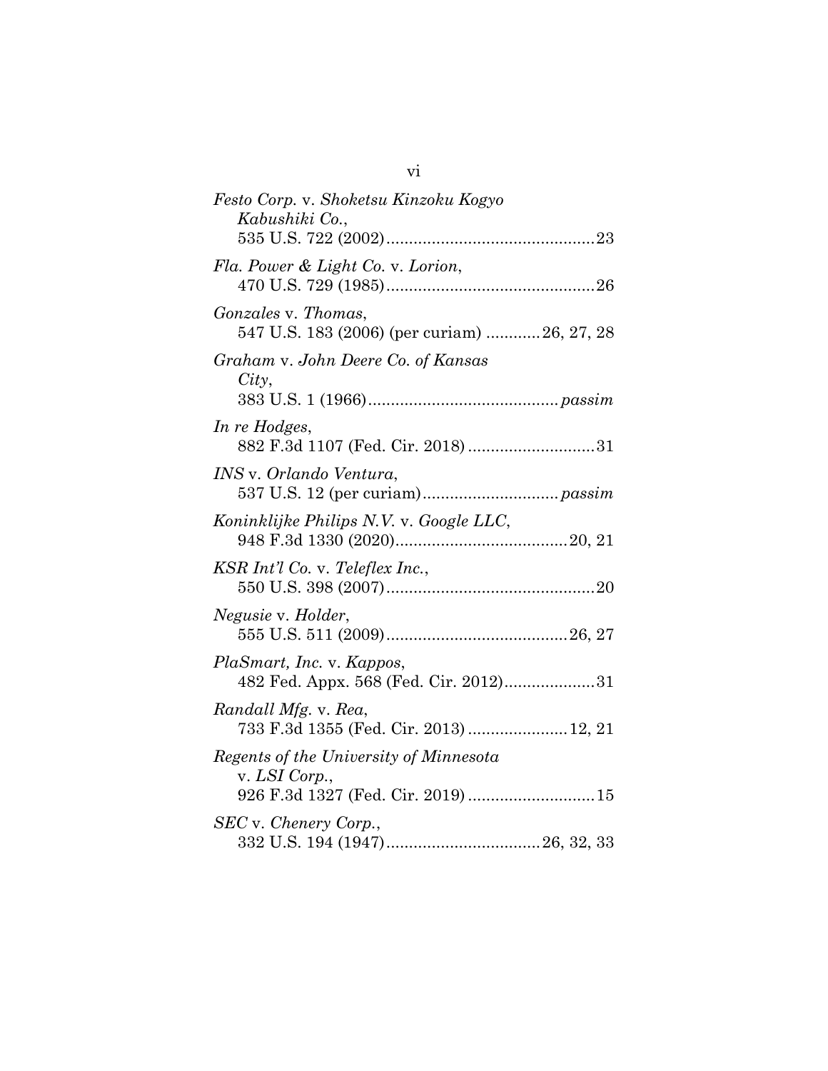*Festo Corp.* v. *Shoketsu Kinzoku Kogyo Kabushiki Co.*,
535 U.S. 722 (2002)..............................................23

*Fla. Power & Light Co.* v. *Lorion*,
470 U.S. 729 (1985)..............................................26

*Gonzales* v. *Thomas*,
547 U.S. 183 (2006) (per curiam) ............26, 27, 28

*Graham* v. *John Deere Co. of Kansas City*,
383 U.S. 1 (1966)..........................................*passim*

*In re Hodges*,
882 F.3d 1107 (Fed. Cir. 2018) ............................31

*INS* v. *Orlando Ventura*,
537 U.S. 12 (per curiam)..............................*passim*

*Koninklijke Philips N.V.* v. *Google LLC*,
948 F.3d 1330 (2020)......................................20, 21

*KSR Int'l Co.* v. *Teleflex Inc.*,
550 U.S. 398 (2007)..............................................20

*Negusie* v. *Holder*,
555 U.S. 511 (2009)........................................26, 27

*PlaSmart, Inc.* v. *Kappos*,
482 Fed. Appx. 568 (Fed. Cir. 2012)....................31

*Randall Mfg.* v. *Rea*,
733 F.3d 1355 (Fed. Cir. 2013) ......................12, 21

*Regents of the University of Minnesota* v. *LSI Corp.*,
926 F.3d 1327 (Fed. Cir. 2019) ............................15

*SEC* v. *Chenery Corp.*,
332 U.S. 194 (1947)..................................26, 32, 33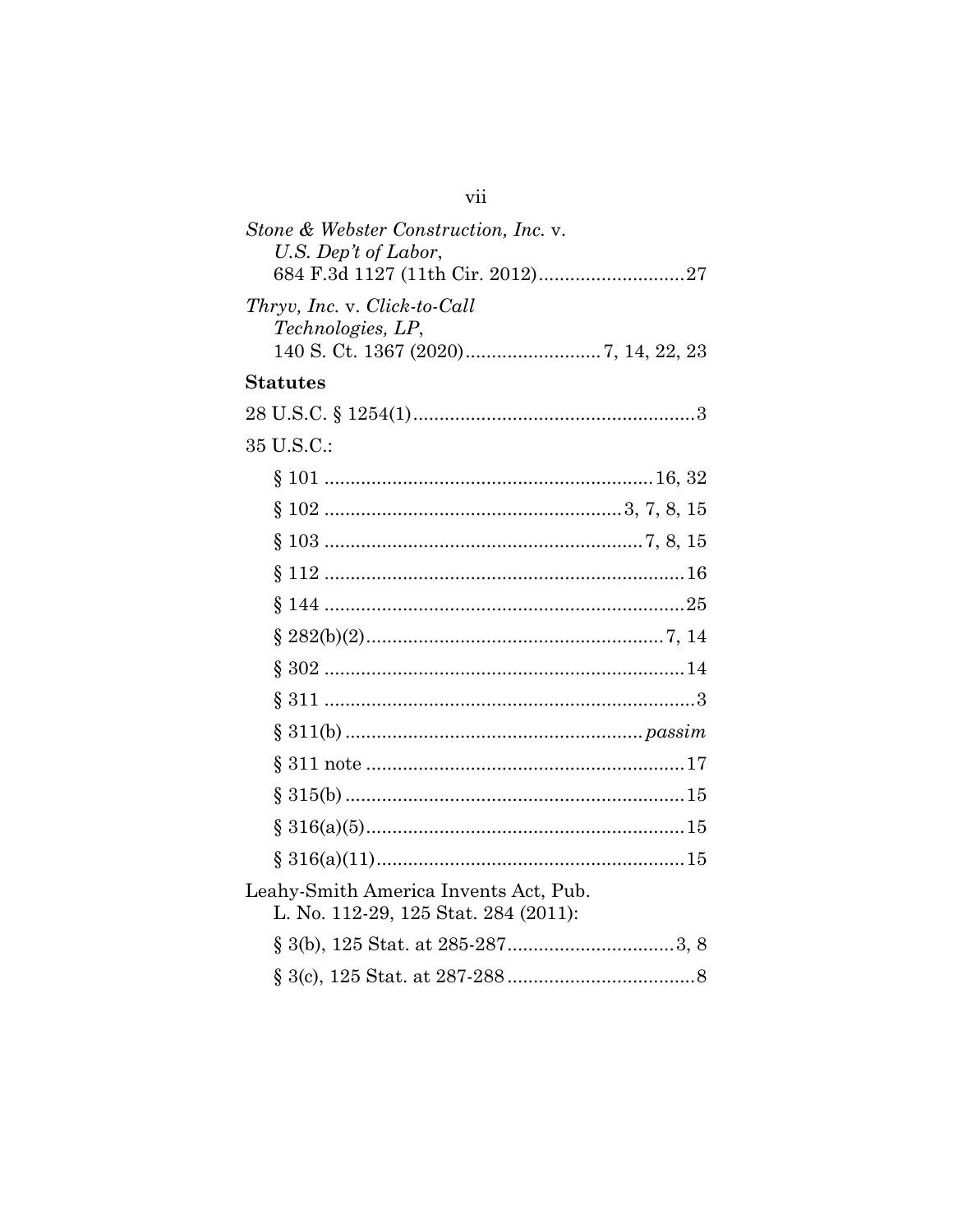*Stone & Webster Construction, Inc.* v. *U.S. Dep't of Labor*, 684 F.3d 1127 (11th Cir. 2012) ............................ 27

*Thryv, Inc.* v. *Click-to-Call Technologies, LP*, 140 S. Ct. 1367 (2020) .......................... 7, 14, 22, 23

**Statutes**

28 U.S.C. § 1254(1) ...................................................... 3

35 U.S.C.:

§ 101 ............................................................... 16, 32

§ 102 ......................................................... 3, 7, 8, 15

§ 103 ............................................................ 7, 8, 15

§ 112 ..................................................................... 16

§ 144 ..................................................................... 25

§ 282(b)(2) ......................................................... 7, 14

§ 302 ..................................................................... 14

§ 311 ....................................................................... 3

§ 311(b) ......................................................... *passim*

§ 311 note ............................................................. 17

§ 315(b) ................................................................ 15

§ 316(a)(5) ............................................................. 15

§ 316(a)(11) ........................................................... 15

Leahy-Smith America Invents Act, Pub. L. No. 112-29, 125 Stat. 284 (2011):

§ 3(b), 125 Stat. at 285-287 ................................ 3, 8

§ 3(c), 125 Stat. at 287-288 .................................... 8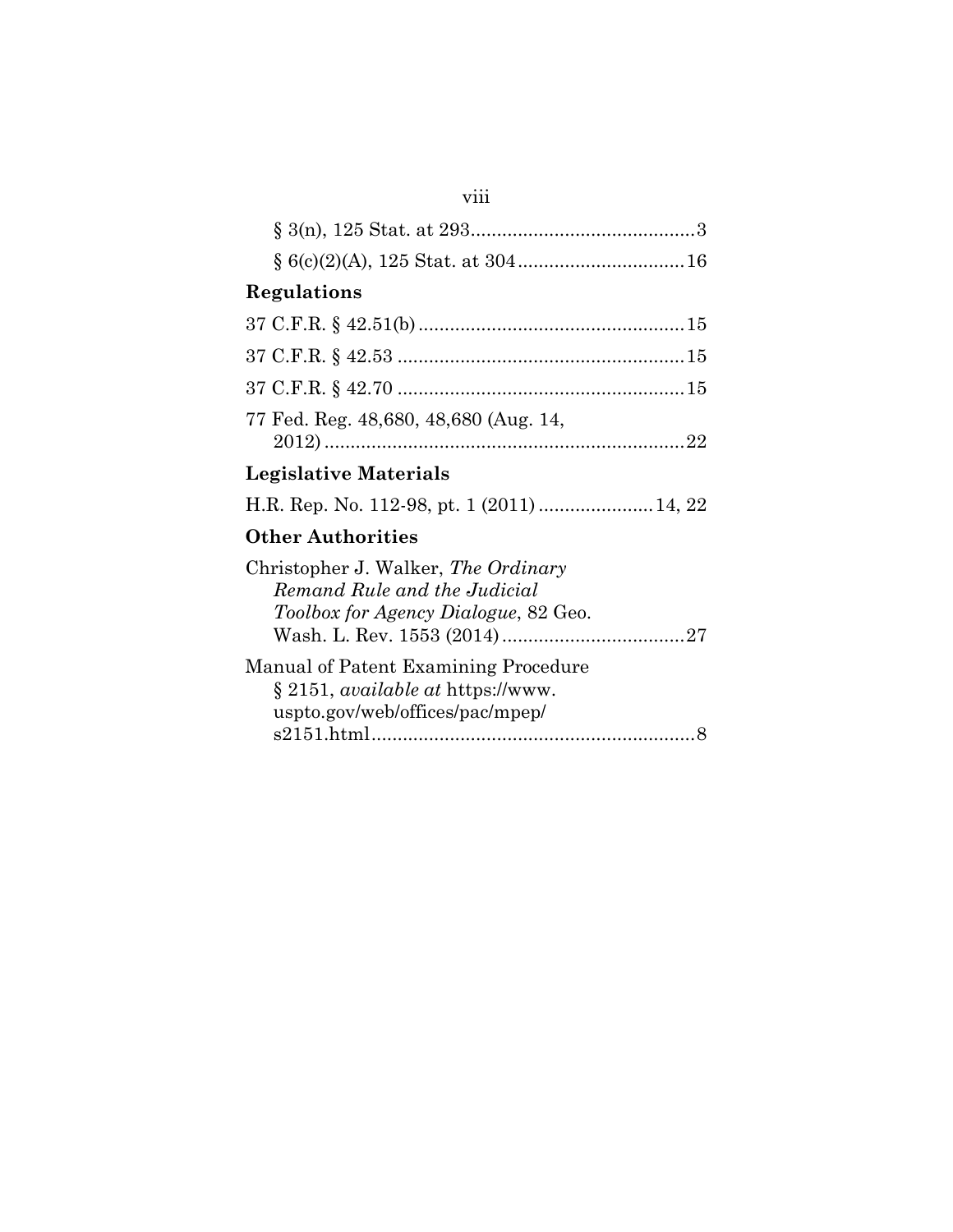§ 3(n), 125 Stat. at 293 .......................................... 3

§ 6(c)(2)(A), 125 Stat. at 304 ............................... 16

**Regulations**

37 C.F.R. § 42.51(b) .................................................. 15

37 C.F.R. § 42.53 ...................................................... 15

37 C.F.R. § 42.70 ...................................................... 15

77 Fed. Reg. 48,680, 48,680 (Aug. 14, 2012) .................................................................... 22

**Legislative Materials**

H.R. Rep. No. 112-98, pt. 1 (2011) ...................... 14, 22

**Other Authorities**

Christopher J. Walker, *The Ordinary Remand Rule and the Judicial Toolbox for Agency Dialogue*, 82 Geo. Wash. L. Rev. 1553 (2014) .................................. 27

Manual of Patent Examining Procedure § 2151, *available at* https://www.uspto.gov/web/offices/pac/mpep/s2151.html ............................................................ 8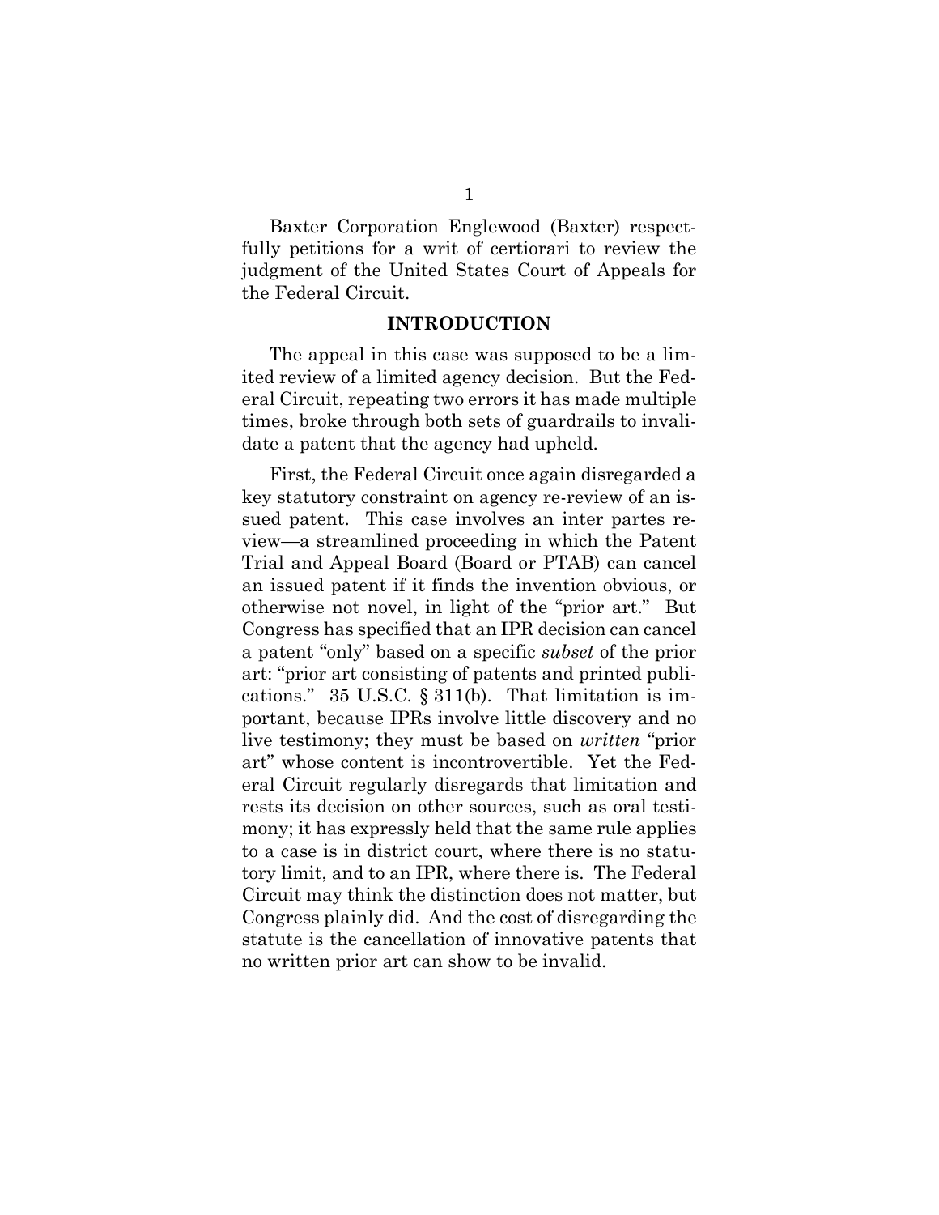Baxter Corporation Englewood (Baxter) respectfully petitions for a writ of certiorari to review the judgment of the United States Court of Appeals for the Federal Circuit.

## INTRODUCTION

The appeal in this case was supposed to be a limited review of a limited agency decision. But the Federal Circuit, repeating two errors it has made multiple times, broke through both sets of guardrails to invalidate a patent that the agency had upheld.

First, the Federal Circuit once again disregarded a key statutory constraint on agency re-review of an issued patent. This case involves an inter partes review—a streamlined proceeding in which the Patent Trial and Appeal Board (Board or PTAB) can cancel an issued patent if it finds the invention obvious, or otherwise not novel, in light of the "prior art." But Congress has specified that an IPR decision can cancel a patent "only" based on a specific *subset* of the prior art: "prior art consisting of patents and printed publications." 35 U.S.C. § 311(b). That limitation is important, because IPRs involve little discovery and no live testimony; they must be based on *written* "prior art" whose content is incontrovertible. Yet the Federal Circuit regularly disregards that limitation and rests its decision on other sources, such as oral testimony; it has expressly held that the same rule applies to a case is in district court, where there is no statutory limit, and to an IPR, where there is. The Federal Circuit may think the distinction does not matter, but Congress plainly did. And the cost of disregarding the statute is the cancellation of innovative patents that no written prior art can show to be invalid.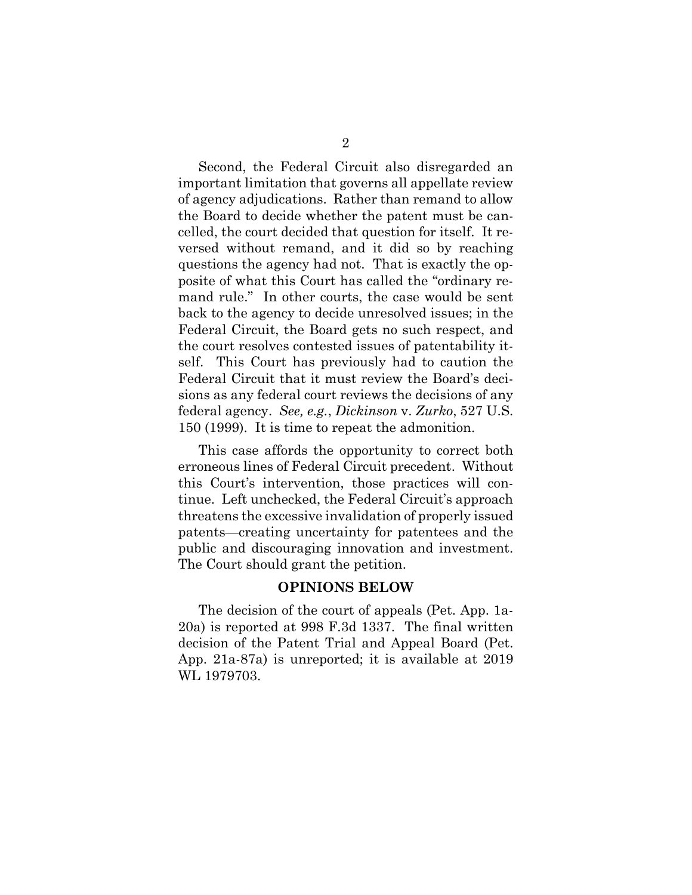Second, the Federal Circuit also disregarded an important limitation that governs all appellate review of agency adjudications. Rather than remand to allow the Board to decide whether the patent must be cancelled, the court decided that question for itself. It reversed without remand, and it did so by reaching questions the agency had not. That is exactly the opposite of what this Court has called the "ordinary remand rule." In other courts, the case would be sent back to the agency to decide unresolved issues; in the Federal Circuit, the Board gets no such respect, and the court resolves contested issues of patentability itself. This Court has previously had to caution the Federal Circuit that it must review the Board's decisions as any federal court reviews the decisions of any federal agency. *See, e.g.*, *Dickinson* v. *Zurko*, 527 U.S. 150 (1999). It is time to repeat the admonition.

This case affords the opportunity to correct both erroneous lines of Federal Circuit precedent. Without this Court's intervention, those practices will continue. Left unchecked, the Federal Circuit's approach threatens the excessive invalidation of properly issued patents—creating uncertainty for patentees and the public and discouraging innovation and investment. The Court should grant the petition.

## OPINIONS BELOW

The decision of the court of appeals (Pet. App. 1a-20a) is reported at 998 F.3d 1337. The final written decision of the Patent Trial and Appeal Board (Pet. App. 21a-87a) is unreported; it is available at 2019 WL 1979703.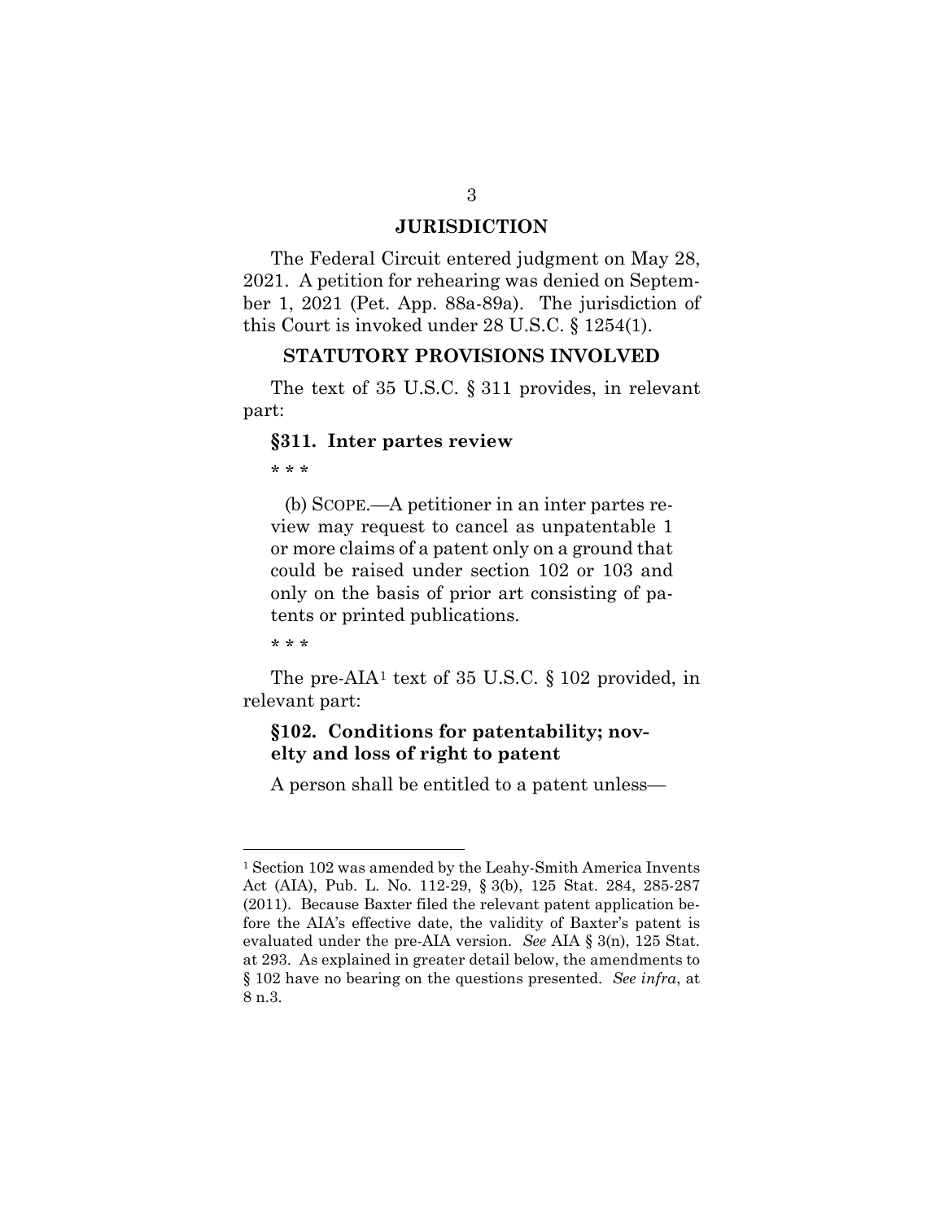## JURISDICTION

The Federal Circuit entered judgment on May 28, 2021. A petition for rehearing was denied on September 1, 2021 (Pet. App. 88a-89a). The jurisdiction of this Court is invoked under 28 U.S.C. § 1254(1).

## STATUTORY PROVISIONS INVOLVED

The text of 35 U.S.C. § 311 provides, in relevant part:

> **§311. Inter partes review**
>
> \* \* \*
>
> (b) SCOPE.—A petitioner in an inter partes review may request to cancel as unpatentable 1 or more claims of a patent only on a ground that could be raised under section 102 or 103 and only on the basis of prior art consisting of patents or printed publications.
>
> \* \* \*

The pre-AIA[1] text of 35 U.S.C. § 102 provided, in relevant part:

> **§102. Conditions for patentability; novelty and loss of right to patent**
>
> A person shall be entitled to a patent unless—

---

[1] Section 102 was amended by the Leahy-Smith America Invents Act (AIA), Pub. L. No. 112-29, § 3(b), 125 Stat. 284, 285-287 (2011). Because Baxter filed the relevant patent application before the AIA's effective date, the validity of Baxter's patent is evaluated under the pre-AIA version. *See* AIA § 3(n), 125 Stat. at 293. As explained in greater detail below, the amendments to § 102 have no bearing on the questions presented. *See infra*, at 8 n.3.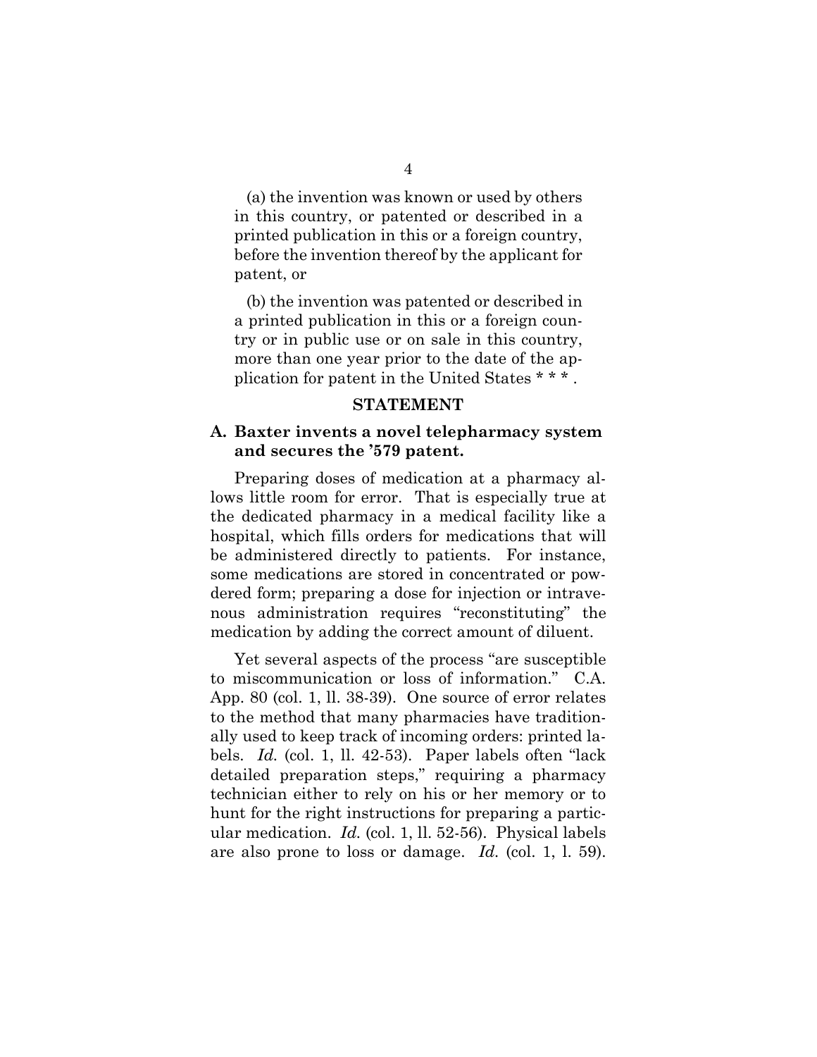(a) the invention was known or used by others in this country, or patented or described in a printed publication in this or a foreign country, before the invention thereof by the applicant for patent, or

(b) the invention was patented or described in a printed publication in this or a foreign country or in public use or on sale in this country, more than one year prior to the date of the application for patent in the United States * * * .

## STATEMENT

### A. Baxter invents a novel telepharmacy system and secures the '579 patent.

Preparing doses of medication at a pharmacy allows little room for error. That is especially true at the dedicated pharmacy in a medical facility like a hospital, which fills orders for medications that will be administered directly to patients. For instance, some medications are stored in concentrated or powdered form; preparing a dose for injection or intravenous administration requires "reconstituting" the medication by adding the correct amount of diluent.

Yet several aspects of the process "are susceptible to miscommunication or loss of information." C.A. App. 80 (col. 1, ll. 38-39). One source of error relates to the method that many pharmacies have traditionally used to keep track of incoming orders: printed labels. *Id.* (col. 1, ll. 42-53). Paper labels often "lack detailed preparation steps," requiring a pharmacy technician either to rely on his or her memory or to hunt for the right instructions for preparing a particular medication. *Id.* (col. 1, ll. 52-56). Physical labels are also prone to loss or damage. *Id.* (col. 1, l. 59).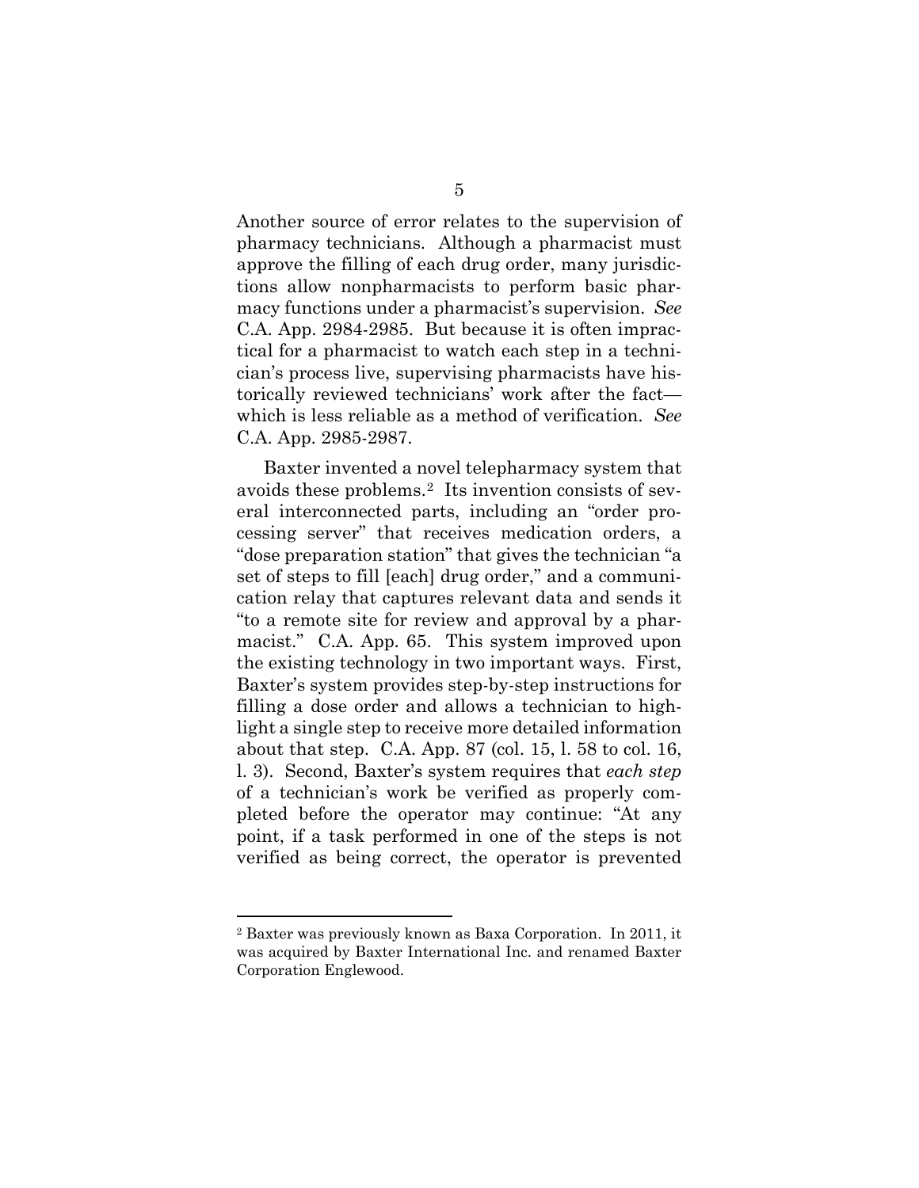Another source of error relates to the supervision of pharmacy technicians. Although a pharmacist must approve the filling of each drug order, many jurisdictions allow nonpharmacists to perform basic pharmacy functions under a pharmacist's supervision. *See* C.A. App. 2984-2985. But because it is often impractical for a pharmacist to watch each step in a technician's process live, supervising pharmacists have historically reviewed technicians' work after the fact—which is less reliable as a method of verification. *See* C.A. App. 2985-2987.

Baxter invented a novel telepharmacy system that avoids these problems.[2] Its invention consists of several interconnected parts, including an "order processing server" that receives medication orders, a "dose preparation station" that gives the technician "a set of steps to fill [each] drug order," and a communication relay that captures relevant data and sends it "to a remote site for review and approval by a pharmacist." C.A. App. 65. This system improved upon the existing technology in two important ways. First, Baxter's system provides step-by-step instructions for filling a dose order and allows a technician to highlight a single step to receive more detailed information about that step. C.A. App. 87 (col. 15, l. 58 to col. 16, l. 3). Second, Baxter's system requires that *each step* of a technician's work be verified as properly completed before the operator may continue: "At any point, if a task performed in one of the steps is not verified as being correct, the operator is prevented

---

[2] Baxter was previously known as Baxa Corporation. In 2011, it was acquired by Baxter International Inc. and renamed Baxter Corporation Englewood.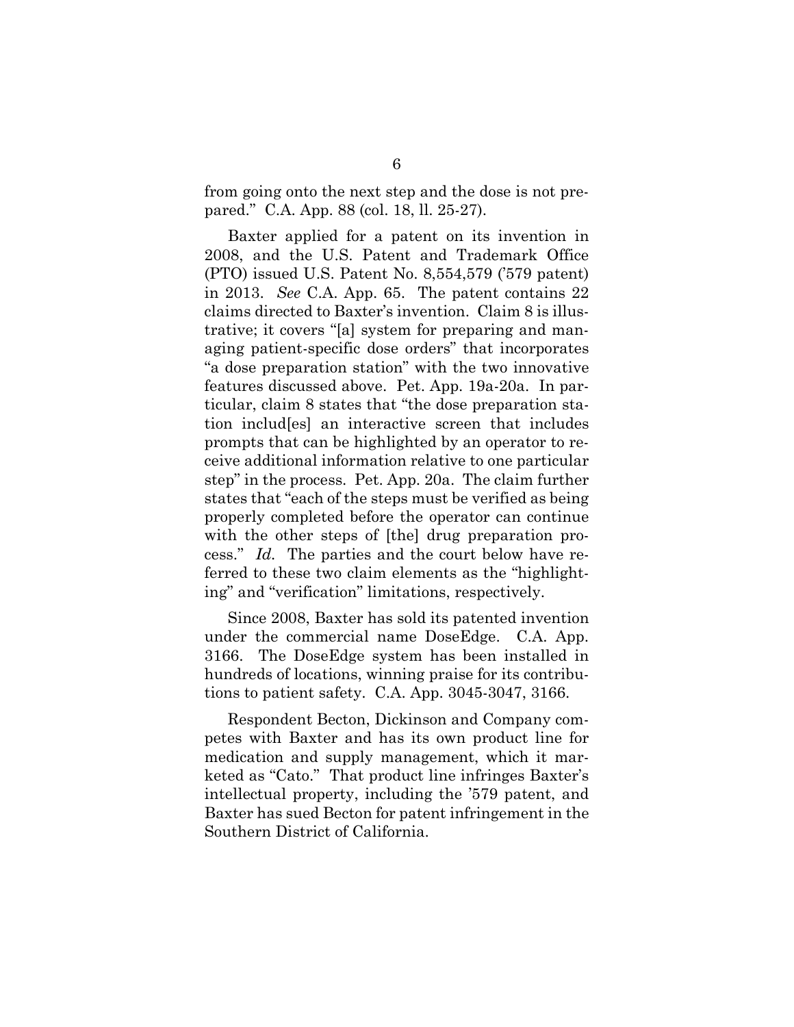from going onto the next step and the dose is not prepared." C.A. App. 88 (col. 18, ll. 25-27).

Baxter applied for a patent on its invention in 2008, and the U.S. Patent and Trademark Office (PTO) issued U.S. Patent No. 8,554,579 ('579 patent) in 2013. *See* C.A. App. 65. The patent contains 22 claims directed to Baxter's invention. Claim 8 is illustrative; it covers "[a] system for preparing and managing patient-specific dose orders" that incorporates "a dose preparation station" with the two innovative features discussed above. Pet. App. 19a-20a. In particular, claim 8 states that "the dose preparation station includ[es] an interactive screen that includes prompts that can be highlighted by an operator to receive additional information relative to one particular step" in the process. Pet. App. 20a. The claim further states that "each of the steps must be verified as being properly completed before the operator can continue with the other steps of [the] drug preparation process." *Id.* The parties and the court below have referred to these two claim elements as the "highlighting" and "verification" limitations, respectively.

Since 2008, Baxter has sold its patented invention under the commercial name DoseEdge. C.A. App. 3166. The DoseEdge system has been installed in hundreds of locations, winning praise for its contributions to patient safety. C.A. App. 3045-3047, 3166.

Respondent Becton, Dickinson and Company competes with Baxter and has its own product line for medication and supply management, which it marketed as "Cato." That product line infringes Baxter's intellectual property, including the '579 patent, and Baxter has sued Becton for patent infringement in the Southern District of California.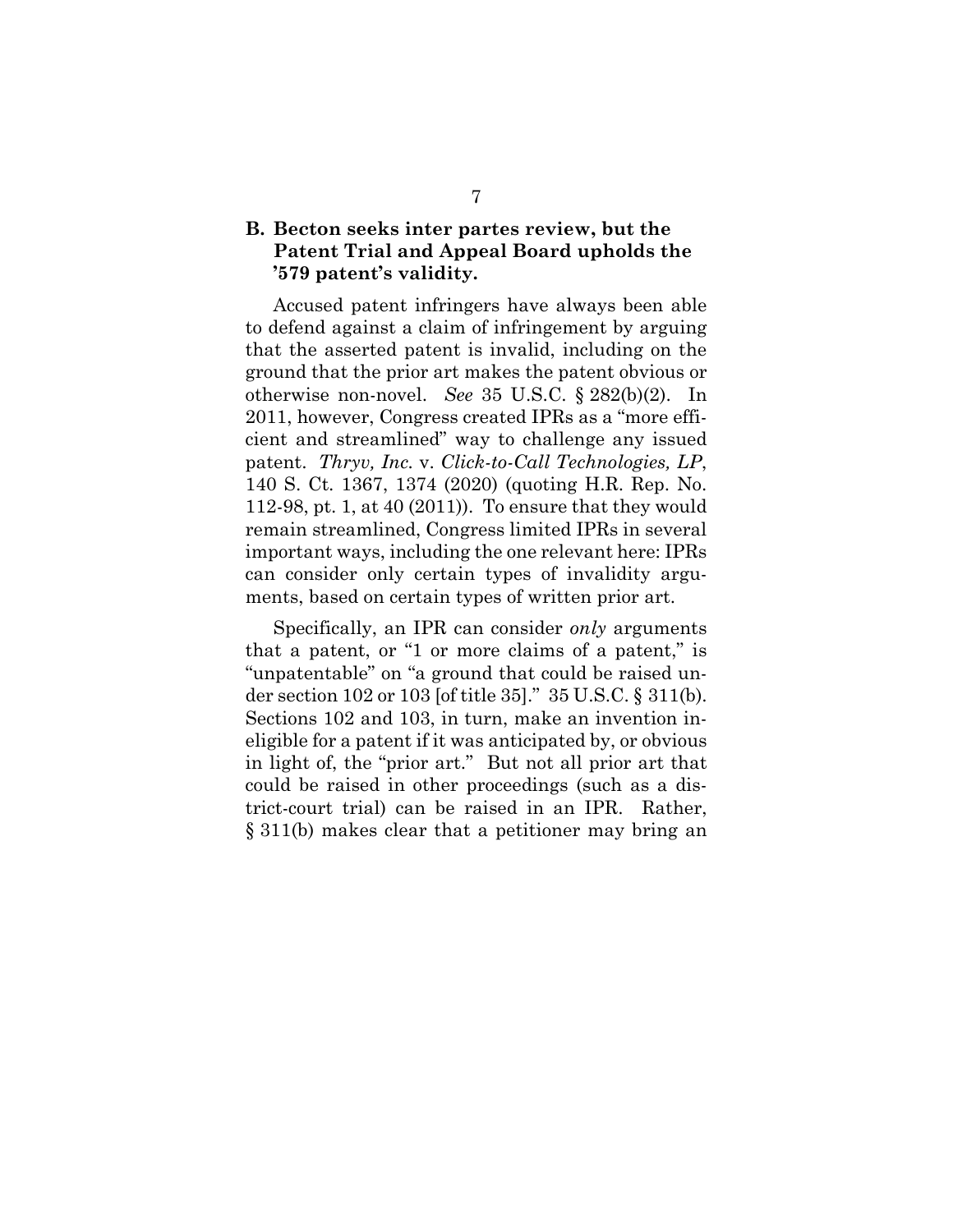### B. Becton seeks inter partes review, but the Patent Trial and Appeal Board upholds the '579 patent's validity.

Accused patent infringers have always been able to defend against a claim of infringement by arguing that the asserted patent is invalid, including on the ground that the prior art makes the patent obvious or otherwise non-novel. *See* 35 U.S.C. § 282(b)(2). In 2011, however, Congress created IPRs as a "more efficient and streamlined" way to challenge any issued patent. *Thryv, Inc.* v. *Click-to-Call Technologies, LP*, 140 S. Ct. 1367, 1374 (2020) (quoting H.R. Rep. No. 112-98, pt. 1, at 40 (2011)). To ensure that they would remain streamlined, Congress limited IPRs in several important ways, including the one relevant here: IPRs can consider only certain types of invalidity arguments, based on certain types of written prior art.

Specifically, an IPR can consider *only* arguments that a patent, or "1 or more claims of a patent," is "unpatentable" on "a ground that could be raised under section 102 or 103 [of title 35]." 35 U.S.C. § 311(b). Sections 102 and 103, in turn, make an invention ineligible for a patent if it was anticipated by, or obvious in light of, the "prior art." But not all prior art that could be raised in other proceedings (such as a district-court trial) can be raised in an IPR. Rather, § 311(b) makes clear that a petitioner may bring an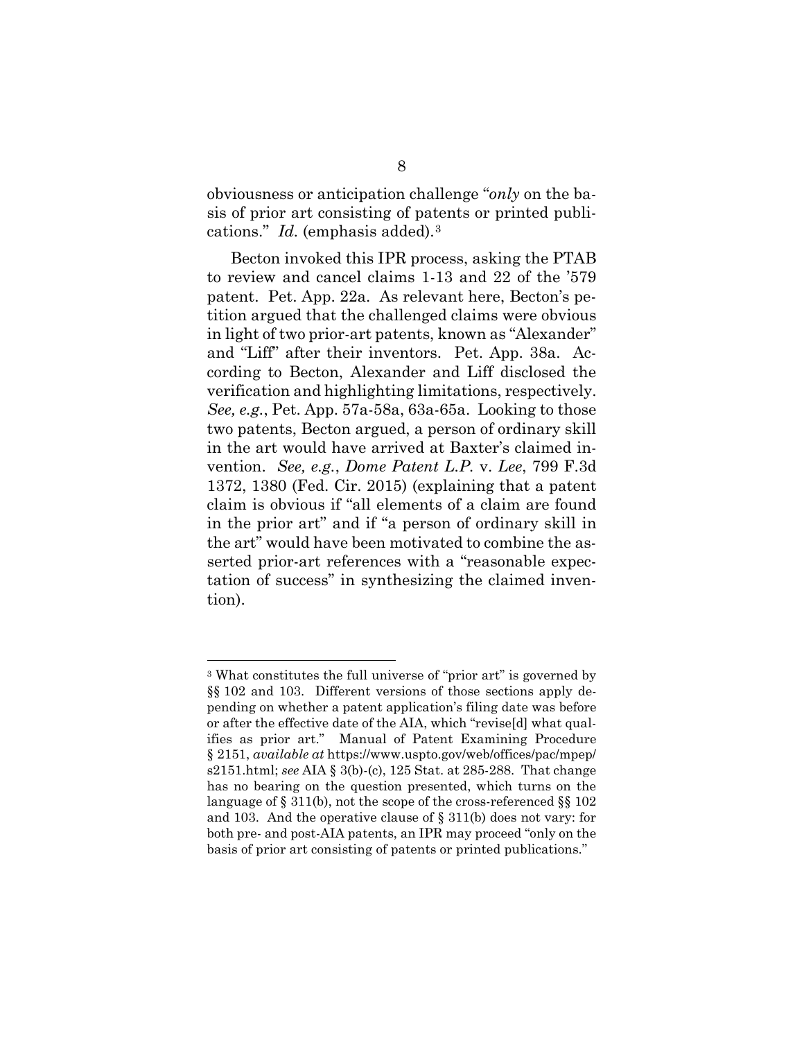obviousness or anticipation challenge "*only* on the basis of prior art consisting of patents or printed publications." *Id.* (emphasis added).[3]

Becton invoked this IPR process, asking the PTAB to review and cancel claims 1-13 and 22 of the '579 patent. Pet. App. 22a. As relevant here, Becton's petition argued that the challenged claims were obvious in light of two prior-art patents, known as "Alexander" and "Liff" after their inventors. Pet. App. 38a. According to Becton, Alexander and Liff disclosed the verification and highlighting limitations, respectively. *See, e.g.*, Pet. App. 57a-58a, 63a-65a. Looking to those two patents, Becton argued, a person of ordinary skill in the art would have arrived at Baxter's claimed invention. *See, e.g.*, *Dome Patent L.P.* v. *Lee*, 799 F.3d 1372, 1380 (Fed. Cir. 2015) (explaining that a patent claim is obvious if "all elements of a claim are found in the prior art" and if "a person of ordinary skill in the art" would have been motivated to combine the asserted prior-art references with a "reasonable expectation of success" in synthesizing the claimed invention).

---

[3] What constitutes the full universe of "prior art" is governed by §§ 102 and 103. Different versions of those sections apply depending on whether a patent application's filing date was before or after the effective date of the AIA, which "revise[d] what qualifies as prior art." Manual of Patent Examining Procedure § 2151, *available at* https://www.uspto.gov/web/offices/pac/mpep/s2151.html; *see* AIA § 3(b)-(c), 125 Stat. at 285-288. That change has no bearing on the question presented, which turns on the language of § 311(b), not the scope of the cross-referenced §§ 102 and 103. And the operative clause of § 311(b) does not vary: for both pre- and post-AIA patents, an IPR may proceed "only on the basis of prior art consisting of patents or printed publications."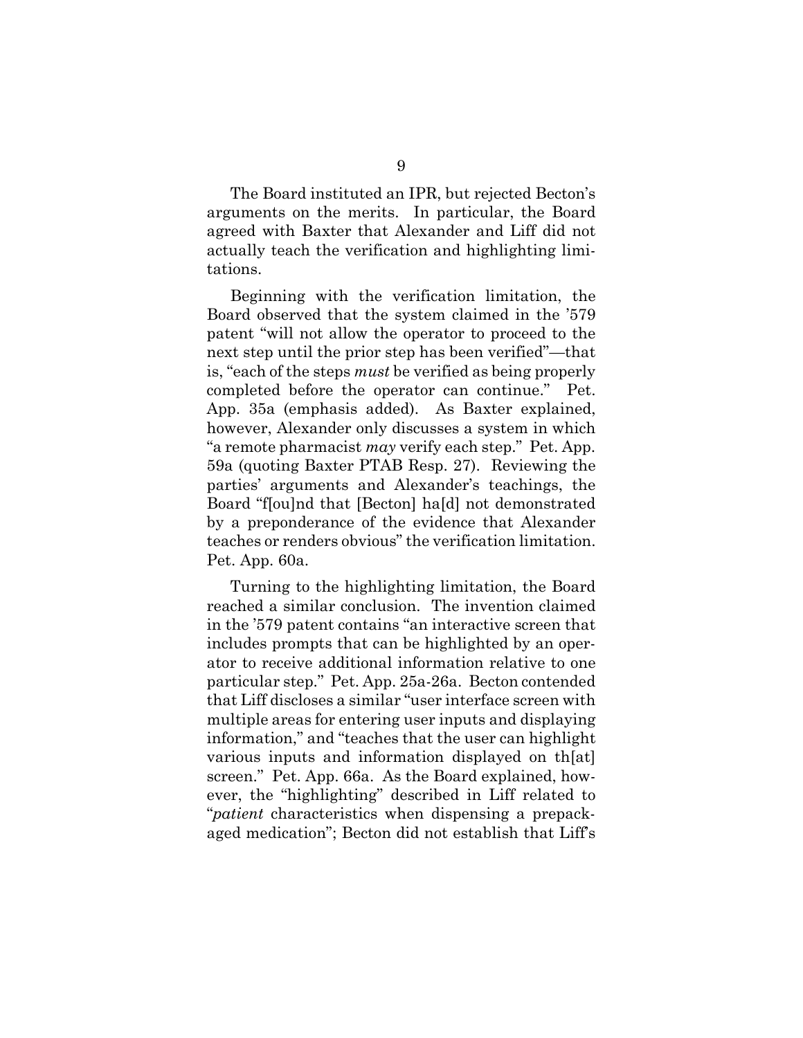The Board instituted an IPR, but rejected Becton's arguments on the merits. In particular, the Board agreed with Baxter that Alexander and Liff did not actually teach the verification and highlighting limitations.

Beginning with the verification limitation, the Board observed that the system claimed in the '579 patent "will not allow the operator to proceed to the next step until the prior step has been verified"—that is, "each of the steps *must* be verified as being properly completed before the operator can continue." Pet. App. 35a (emphasis added). As Baxter explained, however, Alexander only discusses a system in which "a remote pharmacist *may* verify each step." Pet. App. 59a (quoting Baxter PTAB Resp. 27). Reviewing the parties' arguments and Alexander's teachings, the Board "f[ou]nd that [Becton] ha[d] not demonstrated by a preponderance of the evidence that Alexander teaches or renders obvious" the verification limitation. Pet. App. 60a.

Turning to the highlighting limitation, the Board reached a similar conclusion. The invention claimed in the '579 patent contains "an interactive screen that includes prompts that can be highlighted by an operator to receive additional information relative to one particular step." Pet. App. 25a-26a. Becton contended that Liff discloses a similar "user interface screen with multiple areas for entering user inputs and displaying information," and "teaches that the user can highlight various inputs and information displayed on th[at] screen." Pet. App. 66a. As the Board explained, however, the "highlighting" described in Liff related to "*patient* characteristics when dispensing a prepackaged medication"; Becton did not establish that Liff's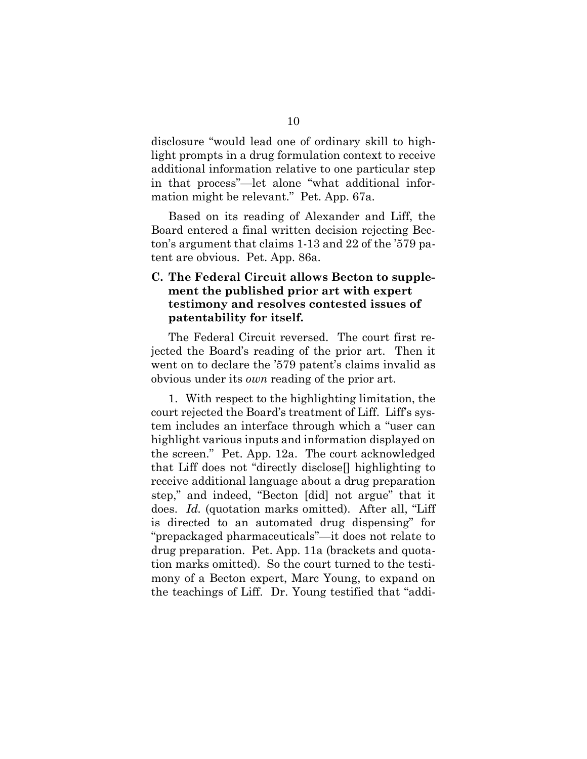disclosure "would lead one of ordinary skill to highlight prompts in a drug formulation context to receive additional information relative to one particular step in that process"—let alone "what additional information might be relevant." Pet. App. 67a.

Based on its reading of Alexander and Liff, the Board entered a final written decision rejecting Becton's argument that claims 1-13 and 22 of the '579 patent are obvious. Pet. App. 86a.

### C. The Federal Circuit allows Becton to supplement the published prior art with expert testimony and resolves contested issues of patentability for itself.

The Federal Circuit reversed. The court first rejected the Board's reading of the prior art. Then it went on to declare the '579 patent's claims invalid as obvious under its *own* reading of the prior art.

1. With respect to the highlighting limitation, the court rejected the Board's treatment of Liff. Liff's system includes an interface through which a "user can highlight various inputs and information displayed on the screen." Pet. App. 12a. The court acknowledged that Liff does not "directly disclose[] highlighting to receive additional language about a drug preparation step," and indeed, "Becton [did] not argue" that it does. *Id.* (quotation marks omitted). After all, "Liff is directed to an automated drug dispensing" for "prepackaged pharmaceuticals"—it does not relate to drug preparation. Pet. App. 11a (brackets and quotation marks omitted). So the court turned to the testimony of a Becton expert, Marc Young, to expand on the teachings of Liff. Dr. Young testified that "addi-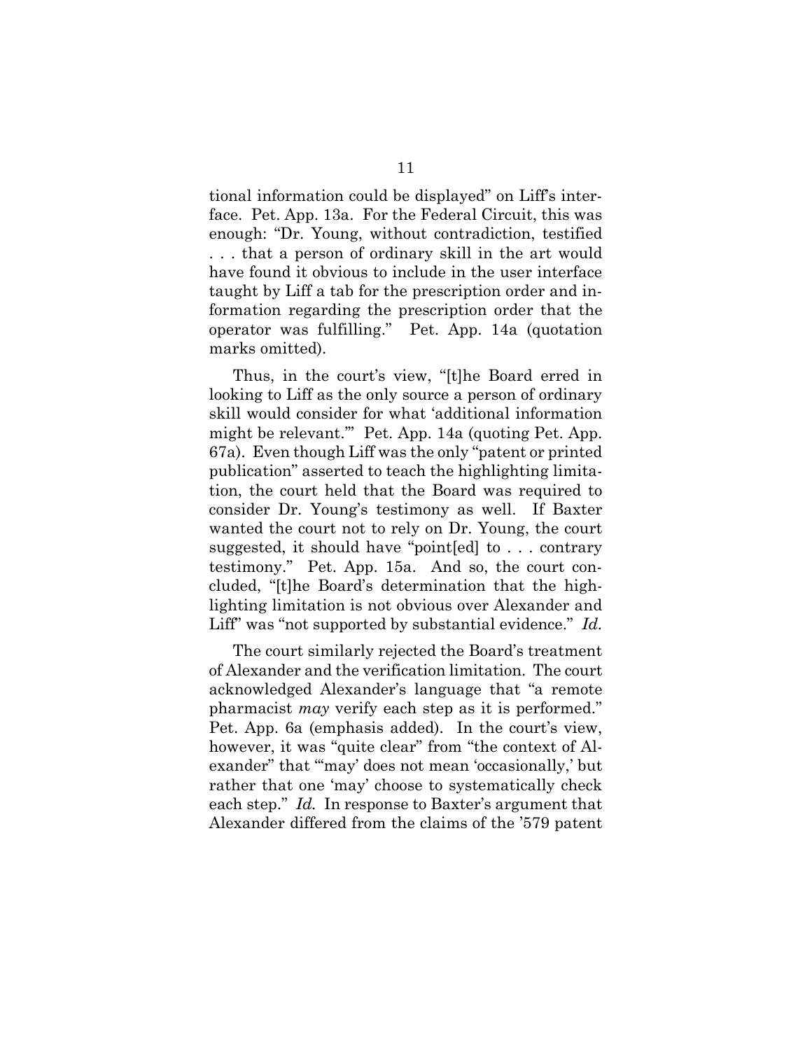tional information could be displayed" on Liff's interface. Pet. App. 13a. For the Federal Circuit, this was enough: "Dr. Young, without contradiction, testified . . . that a person of ordinary skill in the art would have found it obvious to include in the user interface taught by Liff a tab for the prescription order and information regarding the prescription order that the operator was fulfilling." Pet. App. 14a (quotation marks omitted).

Thus, in the court's view, "[t]he Board erred in looking to Liff as the only source a person of ordinary skill would consider for what 'additional information might be relevant.'" Pet. App. 14a (quoting Pet. App. 67a). Even though Liff was the only "patent or printed publication" asserted to teach the highlighting limitation, the court held that the Board was required to consider Dr. Young's testimony as well. If Baxter wanted the court not to rely on Dr. Young, the court suggested, it should have "point[ed] to . . . contrary testimony." Pet. App. 15a. And so, the court concluded, "[t]he Board's determination that the highlighting limitation is not obvious over Alexander and Liff" was "not supported by substantial evidence." *Id.*

The court similarly rejected the Board's treatment of Alexander and the verification limitation. The court acknowledged Alexander's language that "a remote pharmacist *may* verify each step as it is performed." Pet. App. 6a (emphasis added). In the court's view, however, it was "quite clear" from "the context of Alexander" that "'may' does not mean 'occasionally,' but rather that one 'may' choose to systematically check each step." *Id.* In response to Baxter's argument that Alexander differed from the claims of the '579 patent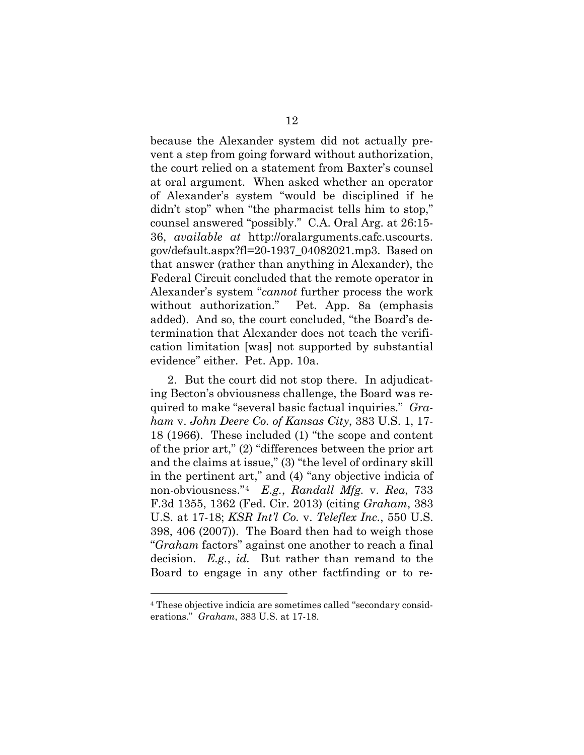because the Alexander system did not actually prevent a step from going forward without authorization, the court relied on a statement from Baxter's counsel at oral argument. When asked whether an operator of Alexander's system "would be disciplined if he didn't stop" when "the pharmacist tells him to stop," counsel answered "possibly." C.A. Oral Arg. at 26:15-36, *available at* http://oralarguments.cafc.uscourts.gov/default.aspx?fl=20-1937_04082021.mp3. Based on that answer (rather than anything in Alexander), the Federal Circuit concluded that the remote operator in Alexander's system "*cannot* further process the work without authorization." Pet. App. 8a (emphasis added). And so, the court concluded, "the Board's determination that Alexander does not teach the verification limitation [was] not supported by substantial evidence" either. Pet. App. 10a.

2. But the court did not stop there. In adjudicating Becton's obviousness challenge, the Board was required to make "several basic factual inquiries." *Graham* v. *John Deere Co. of Kansas City*, 383 U.S. 1, 17-18 (1966). These included (1) "the scope and content of the prior art," (2) "differences between the prior art and the claims at issue," (3) "the level of ordinary skill in the pertinent art," and (4) "any objective indicia of non-obviousness."[4] *E.g.*, *Randall Mfg.* v. *Rea*, 733 F.3d 1355, 1362 (Fed. Cir. 2013) (citing *Graham*, 383 U.S. at 17-18; *KSR Int'l Co.* v. *Teleflex Inc.*, 550 U.S. 398, 406 (2007)). The Board then had to weigh those "*Graham* factors" against one another to reach a final decision. *E.g.*, *id.* But rather than remand to the Board to engage in any other factfinding or to re-

[4] These objective indicia are sometimes called "secondary considerations." *Graham*, 383 U.S. at 17-18.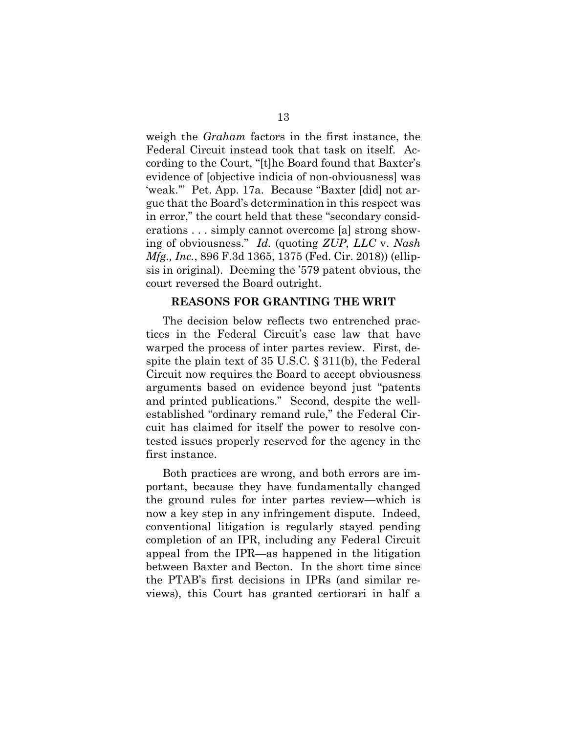weigh the *Graham* factors in the first instance, the Federal Circuit instead took that task on itself. According to the Court, "[t]he Board found that Baxter's evidence of [objective indicia of non-obviousness] was 'weak.'" Pet. App. 17a. Because "Baxter [did] not argue that the Board's determination in this respect was in error," the court held that these "secondary considerations . . . simply cannot overcome [a] strong showing of obviousness." *Id.* (quoting *ZUP, LLC* v. *Nash Mfg., Inc.*, 896 F.3d 1365, 1375 (Fed. Cir. 2018)) (ellipsis in original). Deeming the '579 patent obvious, the court reversed the Board outright.

## REASONS FOR GRANTING THE WRIT

The decision below reflects two entrenched practices in the Federal Circuit's case law that have warped the process of inter partes review. First, despite the plain text of 35 U.S.C. § 311(b), the Federal Circuit now requires the Board to accept obviousness arguments based on evidence beyond just "patents and printed publications." Second, despite the well-established "ordinary remand rule," the Federal Circuit has claimed for itself the power to resolve contested issues properly reserved for the agency in the first instance.

Both practices are wrong, and both errors are important, because they have fundamentally changed the ground rules for inter partes review—which is now a key step in any infringement dispute. Indeed, conventional litigation is regularly stayed pending completion of an IPR, including any Federal Circuit appeal from the IPR—as happened in the litigation between Baxter and Becton. In the short time since the PTAB's first decisions in IPRs (and similar reviews), this Court has granted certiorari in half a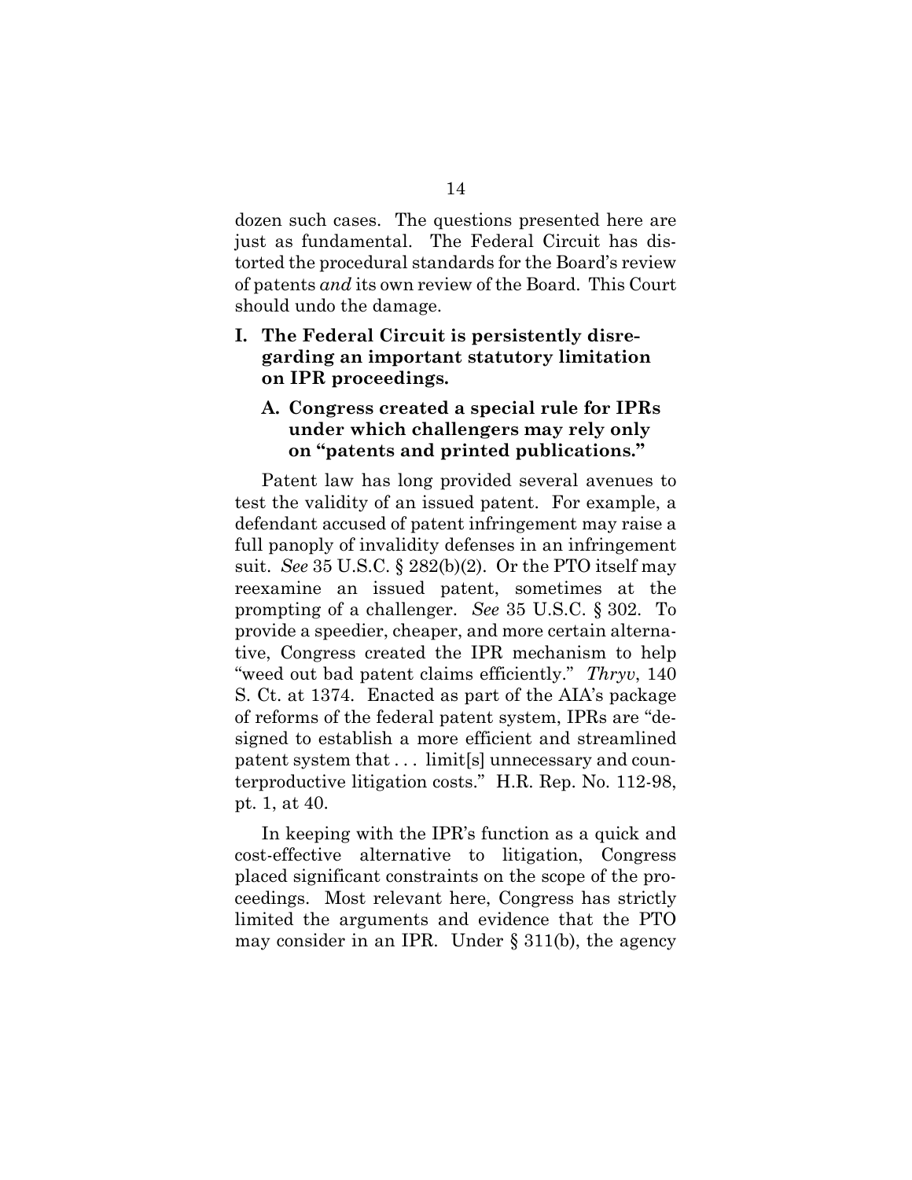dozen such cases. The questions presented here are just as fundamental. The Federal Circuit has distorted the procedural standards for the Board's review of patents *and* its own review of the Board. This Court should undo the damage.

## I. The Federal Circuit is persistently disregarding an important statutory limitation on IPR proceedings.

### A. Congress created a special rule for IPRs under which challengers may rely only on "patents and printed publications."

Patent law has long provided several avenues to test the validity of an issued patent. For example, a defendant accused of patent infringement may raise a full panoply of invalidity defenses in an infringement suit. *See* 35 U.S.C. § 282(b)(2). Or the PTO itself may reexamine an issued patent, sometimes at the prompting of a challenger. *See* 35 U.S.C. § 302. To provide a speedier, cheaper, and more certain alternative, Congress created the IPR mechanism to help "weed out bad patent claims efficiently." *Thryv*, 140 S. Ct. at 1374. Enacted as part of the AIA's package of reforms of the federal patent system, IPRs are "designed to establish a more efficient and streamlined patent system that . . . limit[s] unnecessary and counterproductive litigation costs." H.R. Rep. No. 112-98, pt. 1, at 40.

In keeping with the IPR's function as a quick and cost-effective alternative to litigation, Congress placed significant constraints on the scope of the proceedings. Most relevant here, Congress has strictly limited the arguments and evidence that the PTO may consider in an IPR. Under § 311(b), the agency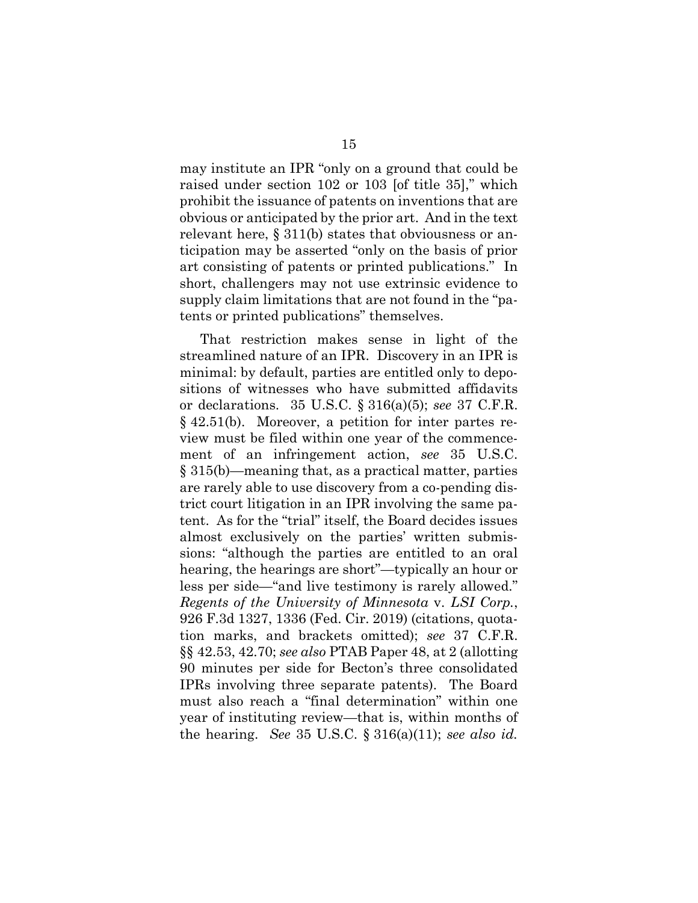may institute an IPR "only on a ground that could be raised under section 102 or 103 [of title 35]," which prohibit the issuance of patents on inventions that are obvious or anticipated by the prior art. And in the text relevant here, § 311(b) states that obviousness or anticipation may be asserted "only on the basis of prior art consisting of patents or printed publications." In short, challengers may not use extrinsic evidence to supply claim limitations that are not found in the "patents or printed publications" themselves.

That restriction makes sense in light of the streamlined nature of an IPR. Discovery in an IPR is minimal: by default, parties are entitled only to depositions of witnesses who have submitted affidavits or declarations. 35 U.S.C. § 316(a)(5); *see* 37 C.F.R. § 42.51(b). Moreover, a petition for inter partes review must be filed within one year of the commencement of an infringement action, *see* 35 U.S.C. § 315(b)—meaning that, as a practical matter, parties are rarely able to use discovery from a co-pending district court litigation in an IPR involving the same patent. As for the "trial" itself, the Board decides issues almost exclusively on the parties' written submissions: "although the parties are entitled to an oral hearing, the hearings are short"—typically an hour or less per side—"and live testimony is rarely allowed." *Regents of the University of Minnesota* v. *LSI Corp.*, 926 F.3d 1327, 1336 (Fed. Cir. 2019) (citations, quotation marks, and brackets omitted); *see* 37 C.F.R. §§ 42.53, 42.70; *see also* PTAB Paper 48, at 2 (allotting 90 minutes per side for Becton's three consolidated IPRs involving three separate patents). The Board must also reach a "final determination" within one year of instituting review—that is, within months of the hearing. *See* 35 U.S.C. § 316(a)(11); *see also id.*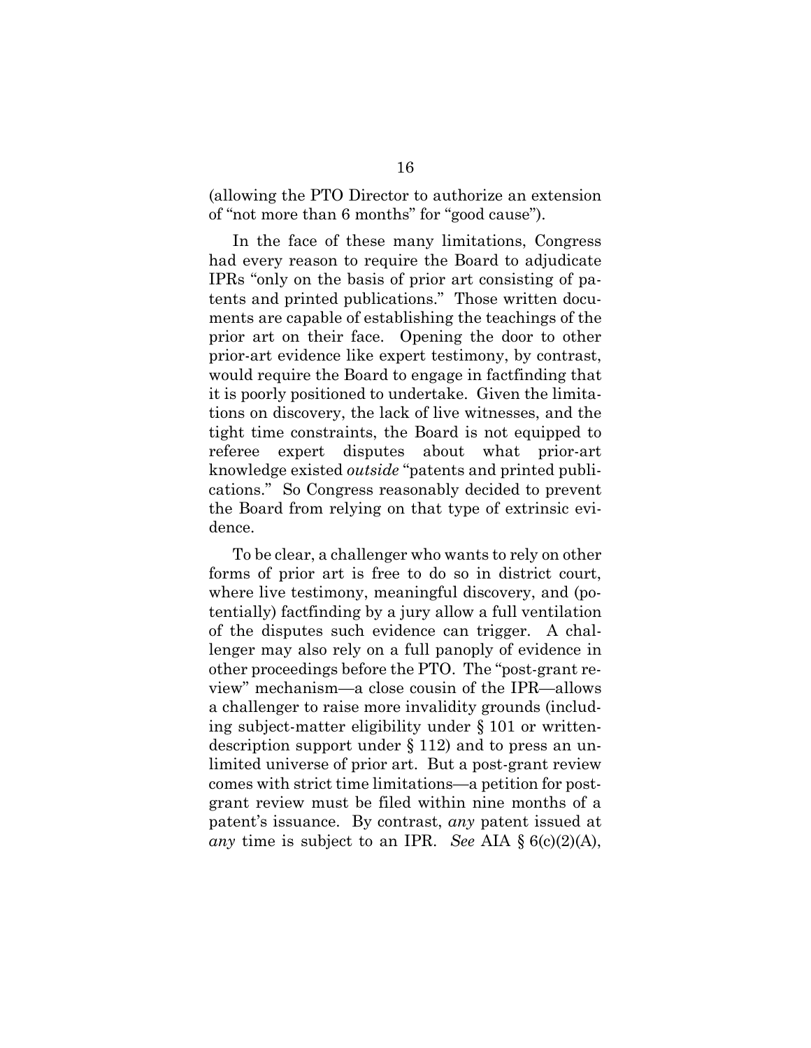(allowing the PTO Director to authorize an extension of "not more than 6 months" for "good cause").

In the face of these many limitations, Congress had every reason to require the Board to adjudicate IPRs "only on the basis of prior art consisting of patents and printed publications." Those written documents are capable of establishing the teachings of the prior art on their face. Opening the door to other prior-art evidence like expert testimony, by contrast, would require the Board to engage in factfinding that it is poorly positioned to undertake. Given the limitations on discovery, the lack of live witnesses, and the tight time constraints, the Board is not equipped to referee expert disputes about what prior-art knowledge existed *outside* "patents and printed publications." So Congress reasonably decided to prevent the Board from relying on that type of extrinsic evidence.

To be clear, a challenger who wants to rely on other forms of prior art is free to do so in district court, where live testimony, meaningful discovery, and (potentially) factfinding by a jury allow a full ventilation of the disputes such evidence can trigger. A challenger may also rely on a full panoply of evidence in other proceedings before the PTO. The "post-grant review" mechanism—a close cousin of the IPR—allows a challenger to raise more invalidity grounds (including subject-matter eligibility under § 101 or written-description support under § 112) and to press an unlimited universe of prior art. But a post-grant review comes with strict time limitations—a petition for post-grant review must be filed within nine months of a patent's issuance. By contrast, *any* patent issued at *any* time is subject to an IPR. *See* AIA § 6(c)(2)(A),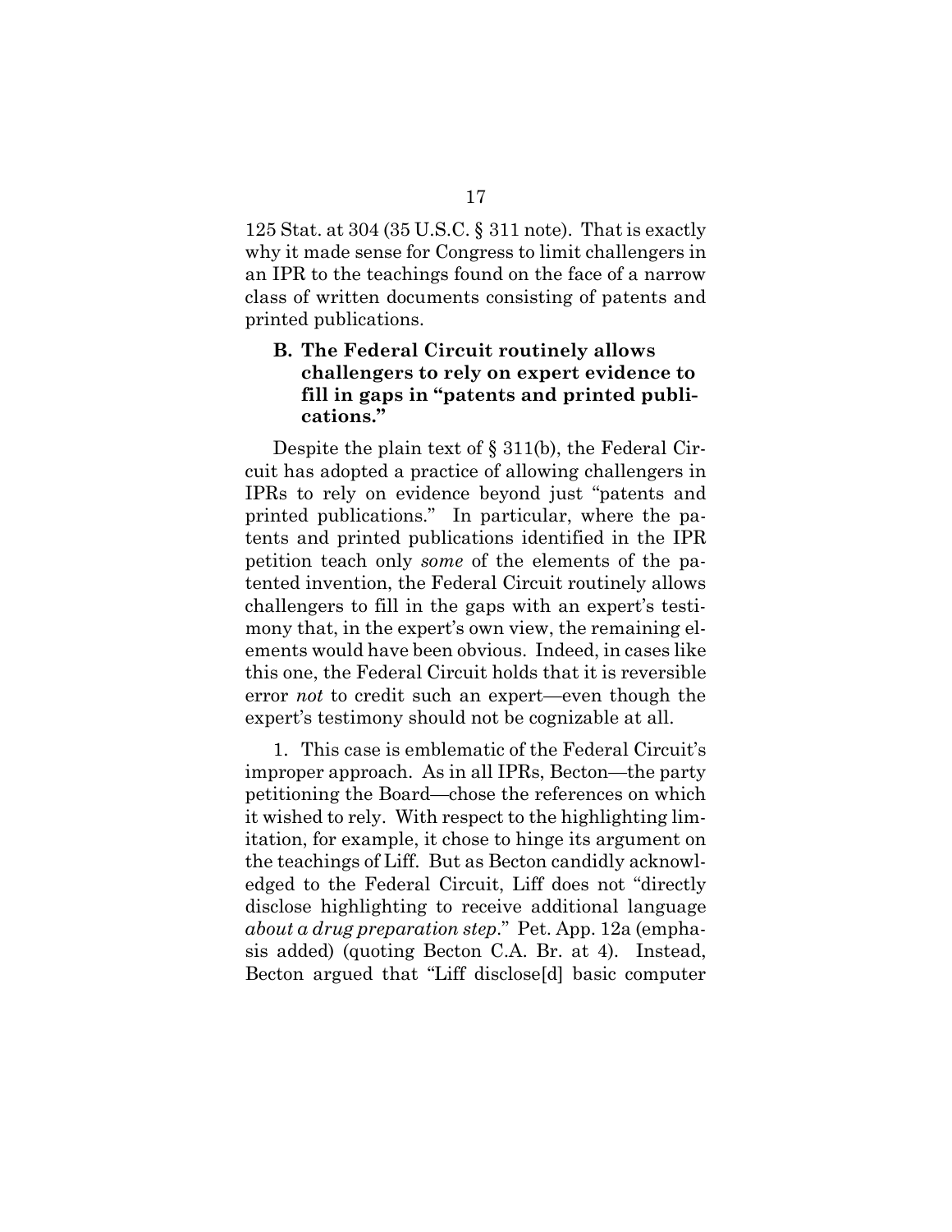125 Stat. at 304 (35 U.S.C. § 311 note). That is exactly why it made sense for Congress to limit challengers in an IPR to the teachings found on the face of a narrow class of written documents consisting of patents and printed publications.

### B. The Federal Circuit routinely allows challengers to rely on expert evidence to fill in gaps in "patents and printed publications."

Despite the plain text of § 311(b), the Federal Circuit has adopted a practice of allowing challengers in IPRs to rely on evidence beyond just "patents and printed publications." In particular, where the patents and printed publications identified in the IPR petition teach only *some* of the elements of the patented invention, the Federal Circuit routinely allows challengers to fill in the gaps with an expert's testimony that, in the expert's own view, the remaining elements would have been obvious. Indeed, in cases like this one, the Federal Circuit holds that it is reversible error *not* to credit such an expert—even though the expert's testimony should not be cognizable at all.

1. This case is emblematic of the Federal Circuit's improper approach. As in all IPRs, Becton—the party petitioning the Board—chose the references on which it wished to rely. With respect to the highlighting limitation, for example, it chose to hinge its argument on the teachings of Liff. But as Becton candidly acknowledged to the Federal Circuit, Liff does not "directly disclose highlighting to receive additional language *about a drug preparation step*." Pet. App. 12a (emphasis added) (quoting Becton C.A. Br. at 4). Instead, Becton argued that "Liff disclose[d] basic computer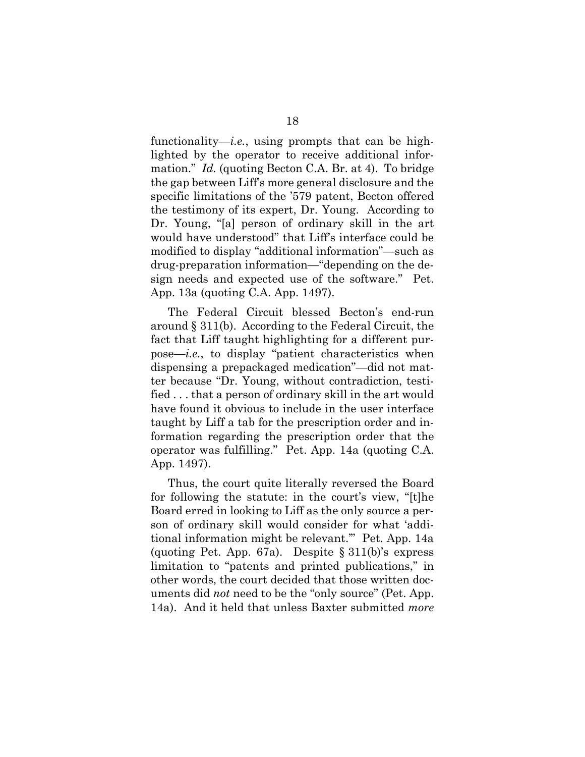functionality—*i.e.*, using prompts that can be highlighted by the operator to receive additional information." *Id.* (quoting Becton C.A. Br. at 4). To bridge the gap between Liff's more general disclosure and the specific limitations of the '579 patent, Becton offered the testimony of its expert, Dr. Young. According to Dr. Young, "[a] person of ordinary skill in the art would have understood" that Liff's interface could be modified to display "additional information"—such as drug-preparation information—"depending on the design needs and expected use of the software." Pet. App. 13a (quoting C.A. App. 1497).

The Federal Circuit blessed Becton's end-run around § 311(b). According to the Federal Circuit, the fact that Liff taught highlighting for a different purpose—*i.e.*, to display "patient characteristics when dispensing a prepackaged medication"—did not matter because "Dr. Young, without contradiction, testified . . . that a person of ordinary skill in the art would have found it obvious to include in the user interface taught by Liff a tab for the prescription order and information regarding the prescription order that the operator was fulfilling." Pet. App. 14a (quoting C.A. App. 1497).

Thus, the court quite literally reversed the Board for following the statute: in the court's view, "[t]he Board erred in looking to Liff as the only source a person of ordinary skill would consider for what 'additional information might be relevant.'" Pet. App. 14a (quoting Pet. App. 67a). Despite § 311(b)'s express limitation to "patents and printed publications," in other words, the court decided that those written documents did *not* need to be the "only source" (Pet. App. 14a). And it held that unless Baxter submitted *more*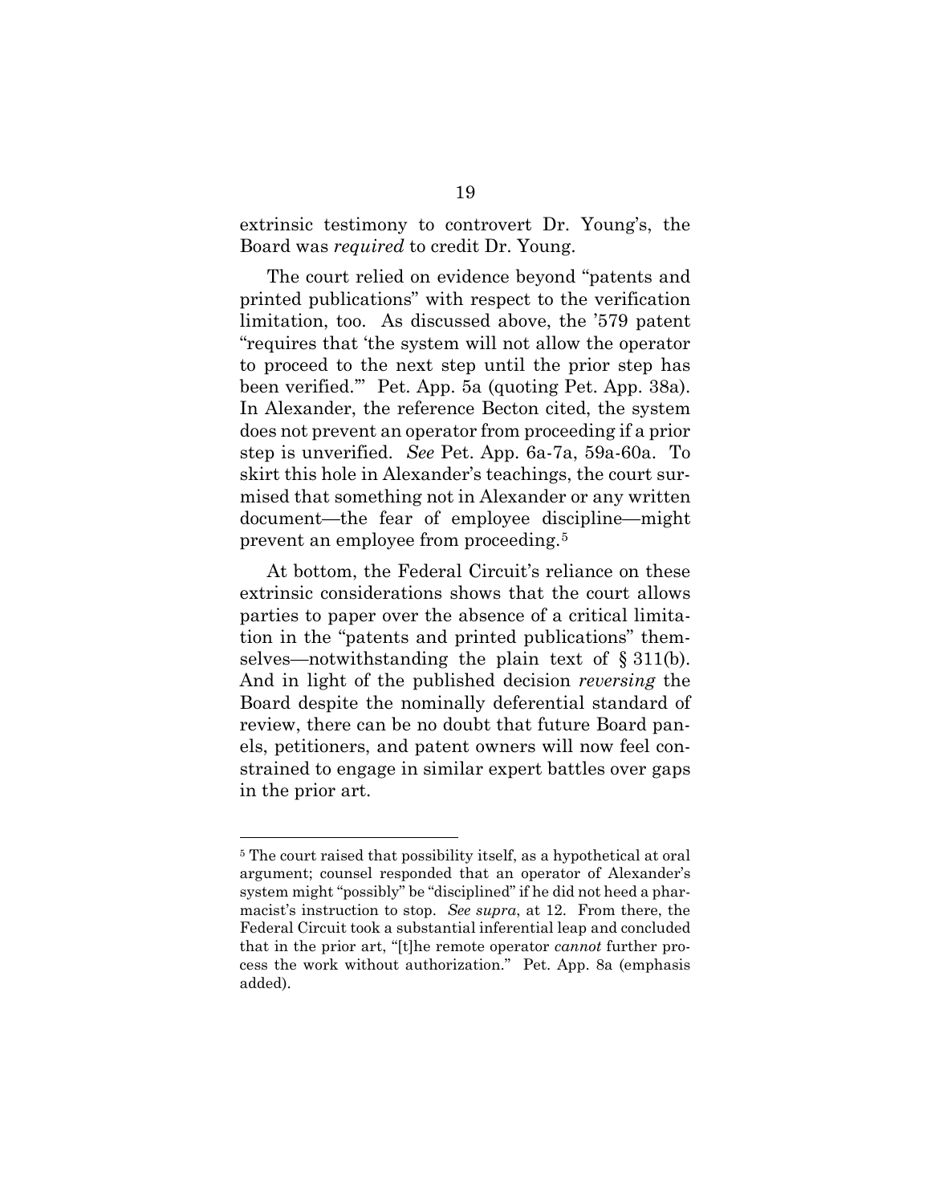extrinsic testimony to controvert Dr. Young's, the Board was *required* to credit Dr. Young.

The court relied on evidence beyond "patents and printed publications" with respect to the verification limitation, too. As discussed above, the '579 patent "requires that 'the system will not allow the operator to proceed to the next step until the prior step has been verified.'" Pet. App. 5a (quoting Pet. App. 38a). In Alexander, the reference Becton cited, the system does not prevent an operator from proceeding if a prior step is unverified. *See* Pet. App. 6a-7a, 59a-60a. To skirt this hole in Alexander's teachings, the court surmised that something not in Alexander or any written document—the fear of employee discipline—might prevent an employee from proceeding.[5]

At bottom, the Federal Circuit's reliance on these extrinsic considerations shows that the court allows parties to paper over the absence of a critical limitation in the "patents and printed publications" themselves—notwithstanding the plain text of § 311(b). And in light of the published decision *reversing* the Board despite the nominally deferential standard of review, there can be no doubt that future Board panels, petitioners, and patent owners will now feel constrained to engage in similar expert battles over gaps in the prior art.

---

[5] The court raised that possibility itself, as a hypothetical at oral argument; counsel responded that an operator of Alexander's system might "possibly" be "disciplined" if he did not heed a pharmacist's instruction to stop. *See supra*, at 12. From there, the Federal Circuit took a substantial inferential leap and concluded that in the prior art, "[t]he remote operator *cannot* further process the work without authorization." Pet. App. 8a (emphasis added).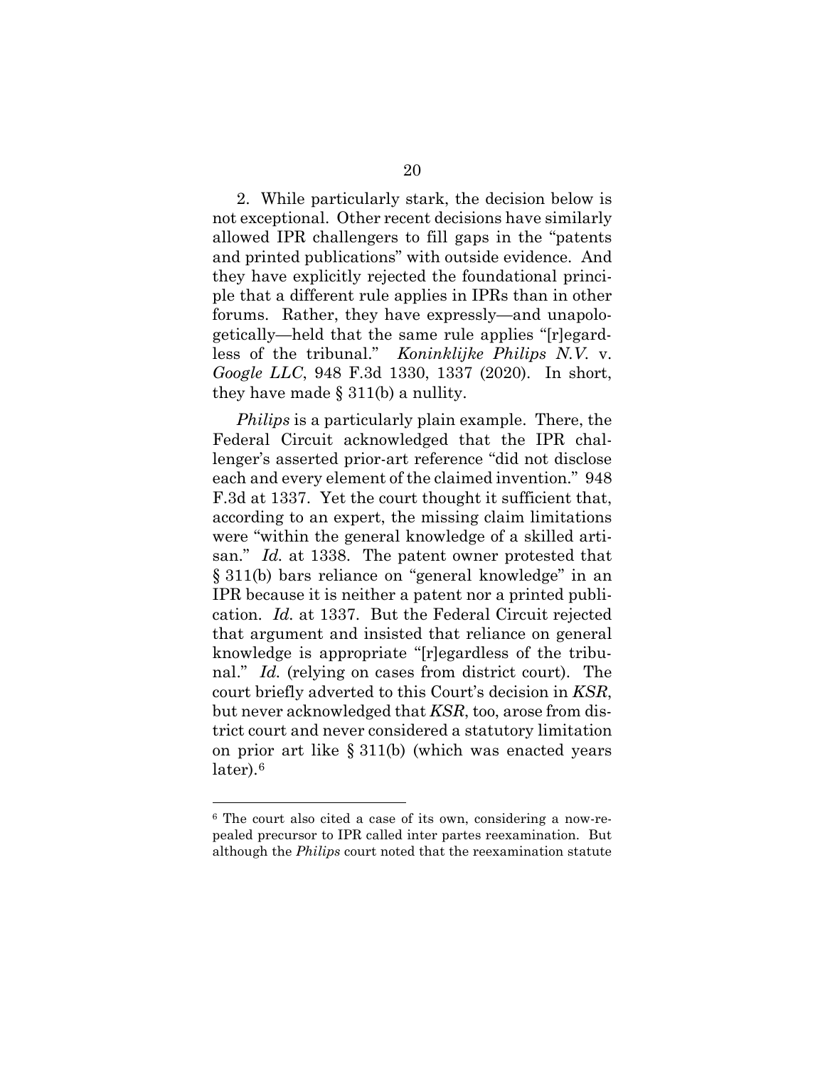2. While particularly stark, the decision below is not exceptional. Other recent decisions have similarly allowed IPR challengers to fill gaps in the "patents and printed publications" with outside evidence. And they have explicitly rejected the foundational principle that a different rule applies in IPRs than in other forums. Rather, they have expressly—and unapologetically—held that the same rule applies "[r]egardless of the tribunal." *Koninklijke Philips N.V.* v. *Google LLC*, 948 F.3d 1330, 1337 (2020). In short, they have made § 311(b) a nullity.

*Philips* is a particularly plain example. There, the Federal Circuit acknowledged that the IPR challenger's asserted prior-art reference "did not disclose each and every element of the claimed invention." 948 F.3d at 1337. Yet the court thought it sufficient that, according to an expert, the missing claim limitations were "within the general knowledge of a skilled artisan." *Id.* at 1338. The patent owner protested that § 311(b) bars reliance on "general knowledge" in an IPR because it is neither a patent nor a printed publication. *Id.* at 1337. But the Federal Circuit rejected that argument and insisted that reliance on general knowledge is appropriate "[r]egardless of the tribunal." *Id.* (relying on cases from district court). The court briefly adverted to this Court's decision in *KSR*, but never acknowledged that *KSR*, too, arose from district court and never considered a statutory limitation on prior art like § 311(b) (which was enacted years later).[6]

[6] The court also cited a case of its own, considering a now-repealed precursor to IPR called inter partes reexamination. But although the *Philips* court noted that the reexamination statute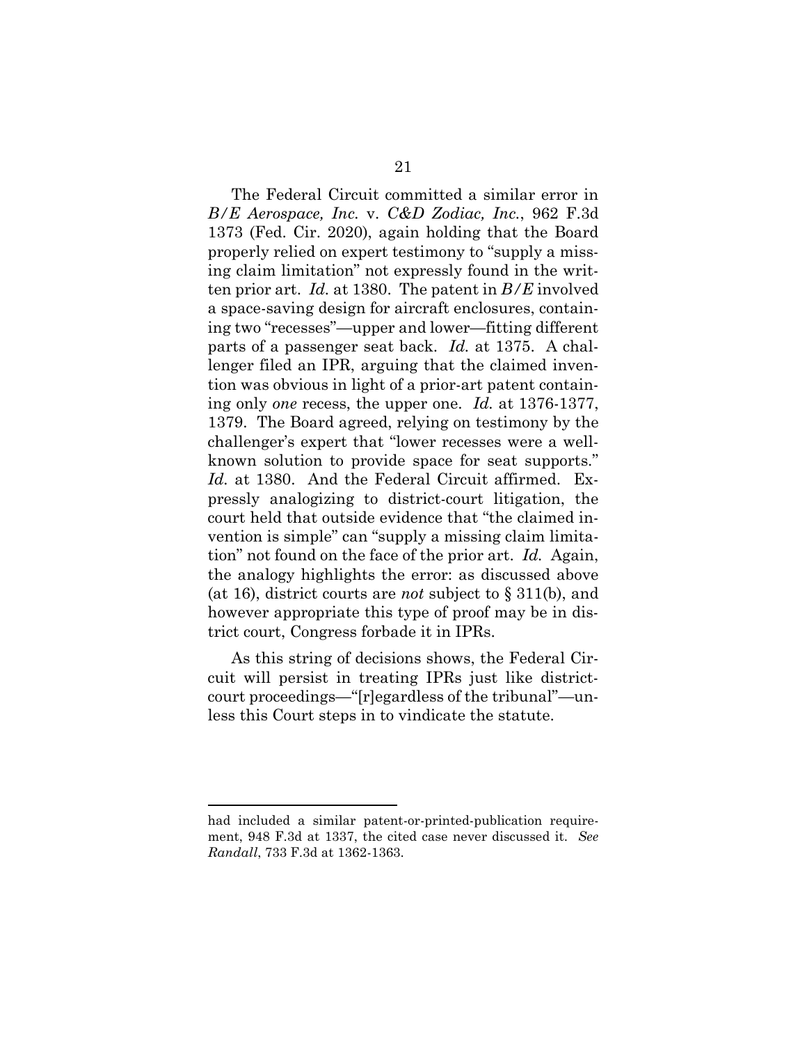The Federal Circuit committed a similar error in *B/E Aerospace, Inc.* v. *C&D Zodiac, Inc.*, 962 F.3d 1373 (Fed. Cir. 2020), again holding that the Board properly relied on expert testimony to "supply a missing claim limitation" not expressly found in the written prior art. *Id.* at 1380. The patent in *B/E* involved a space-saving design for aircraft enclosures, containing two "recesses"—upper and lower—fitting different parts of a passenger seat back. *Id.* at 1375. A challenger filed an IPR, arguing that the claimed invention was obvious in light of a prior-art patent containing only *one* recess, the upper one. *Id.* at 1376-1377, 1379. The Board agreed, relying on testimony by the challenger's expert that "lower recesses were a well-known solution to provide space for seat supports." *Id.* at 1380. And the Federal Circuit affirmed. Expressly analogizing to district-court litigation, the court held that outside evidence that "the claimed invention is simple" can "supply a missing claim limitation" not found on the face of the prior art. *Id.* Again, the analogy highlights the error: as discussed above (at 16), district courts are *not* subject to § 311(b), and however appropriate this type of proof may be in district court, Congress forbade it in IPRs.

As this string of decisions shows, the Federal Circuit will persist in treating IPRs just like district-court proceedings—"[r]egardless of the tribunal"—unless this Court steps in to vindicate the statute.

---

had included a similar patent-or-printed-publication requirement, 948 F.3d at 1337, the cited case never discussed it. *See Randall*, 733 F.3d at 1362-1363.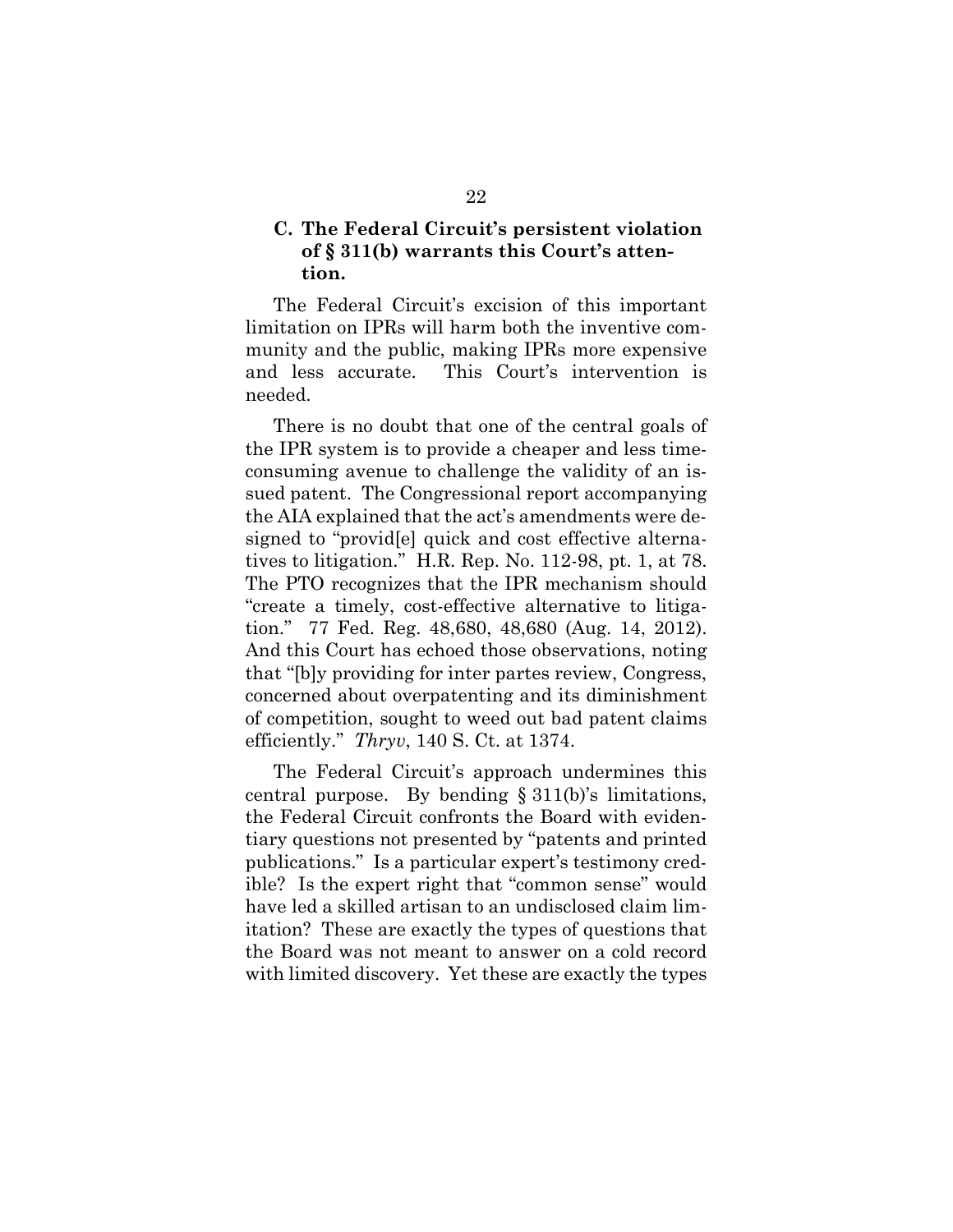### C. The Federal Circuit's persistent violation of § 311(b) warrants this Court's attention.

The Federal Circuit's excision of this important limitation on IPRs will harm both the inventive community and the public, making IPRs more expensive and less accurate. This Court's intervention is needed.

There is no doubt that one of the central goals of the IPR system is to provide a cheaper and less time-consuming avenue to challenge the validity of an issued patent. The Congressional report accompanying the AIA explained that the act's amendments were designed to "provid[e] quick and cost effective alternatives to litigation." H.R. Rep. No. 112-98, pt. 1, at 78. The PTO recognizes that the IPR mechanism should "create a timely, cost-effective alternative to litigation." 77 Fed. Reg. 48,680, 48,680 (Aug. 14, 2012). And this Court has echoed those observations, noting that "[b]y providing for inter partes review, Congress, concerned about overpatenting and its diminishment of competition, sought to weed out bad patent claims efficiently." *Thryv*, 140 S. Ct. at 1374.

The Federal Circuit's approach undermines this central purpose. By bending § 311(b)'s limitations, the Federal Circuit confronts the Board with evidentiary questions not presented by "patents and printed publications." Is a particular expert's testimony credible? Is the expert right that "common sense" would have led a skilled artisan to an undisclosed claim limitation? These are exactly the types of questions that the Board was not meant to answer on a cold record with limited discovery. Yet these are exactly the types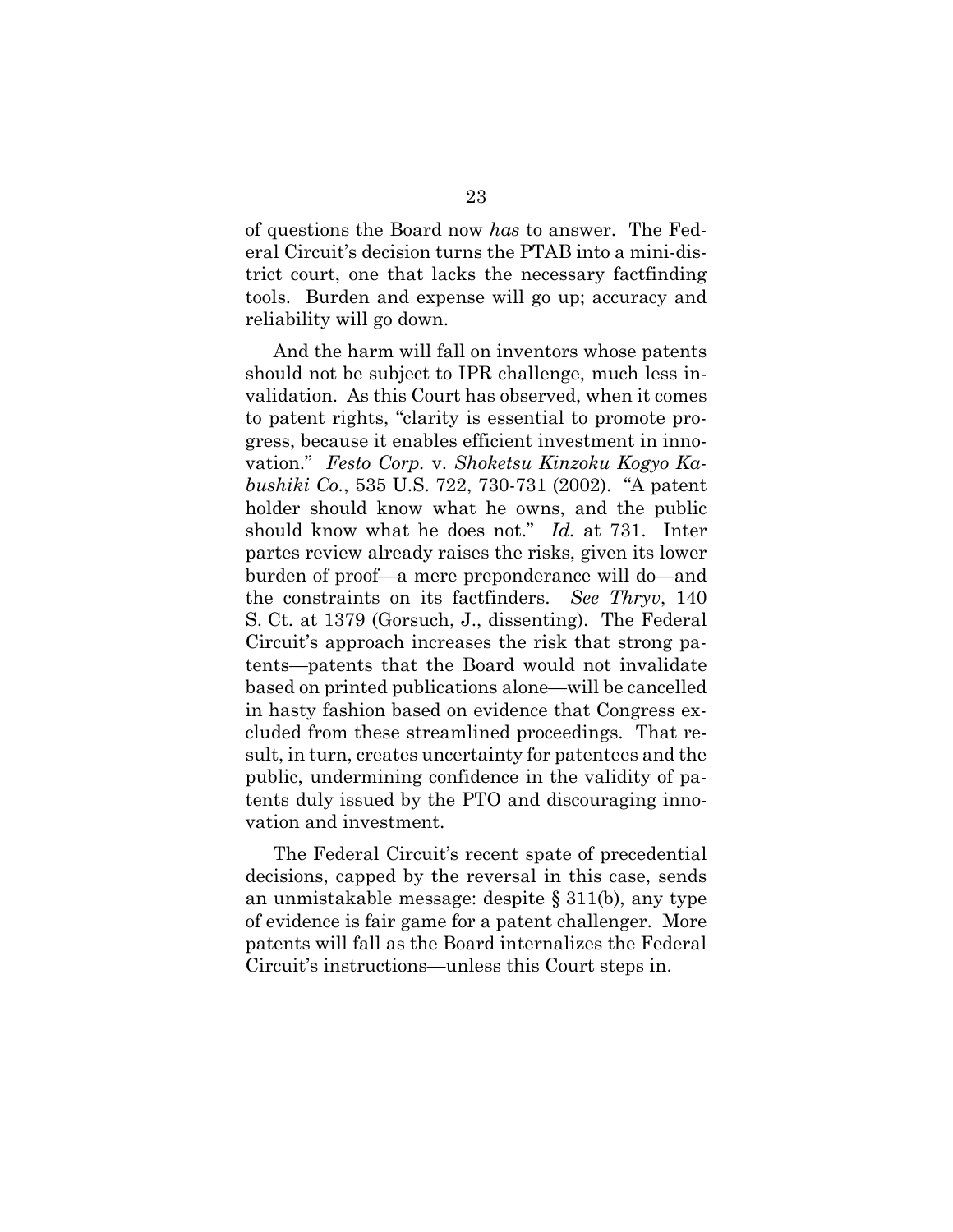of questions the Board now *has* to answer. The Federal Circuit's decision turns the PTAB into a mini-district court, one that lacks the necessary factfinding tools. Burden and expense will go up; accuracy and reliability will go down.

And the harm will fall on inventors whose patents should not be subject to IPR challenge, much less invalidation. As this Court has observed, when it comes to patent rights, "clarity is essential to promote progress, because it enables efficient investment in innovation." *Festo Corp.* v. *Shoketsu Kinzoku Kogyo Kabushiki Co.*, 535 U.S. 722, 730-731 (2002). "A patent holder should know what he owns, and the public should know what he does not." *Id.* at 731. Inter partes review already raises the risks, given its lower burden of proof—a mere preponderance will do—and the constraints on its factfinders. *See Thryv*, 140 S. Ct. at 1379 (Gorsuch, J., dissenting). The Federal Circuit's approach increases the risk that strong patents—patents that the Board would not invalidate based on printed publications alone—will be cancelled in hasty fashion based on evidence that Congress excluded from these streamlined proceedings. That result, in turn, creates uncertainty for patentees and the public, undermining confidence in the validity of patents duly issued by the PTO and discouraging innovation and investment.

The Federal Circuit's recent spate of precedential decisions, capped by the reversal in this case, sends an unmistakable message: despite § 311(b), any type of evidence is fair game for a patent challenger. More patents will fall as the Board internalizes the Federal Circuit's instructions—unless this Court steps in.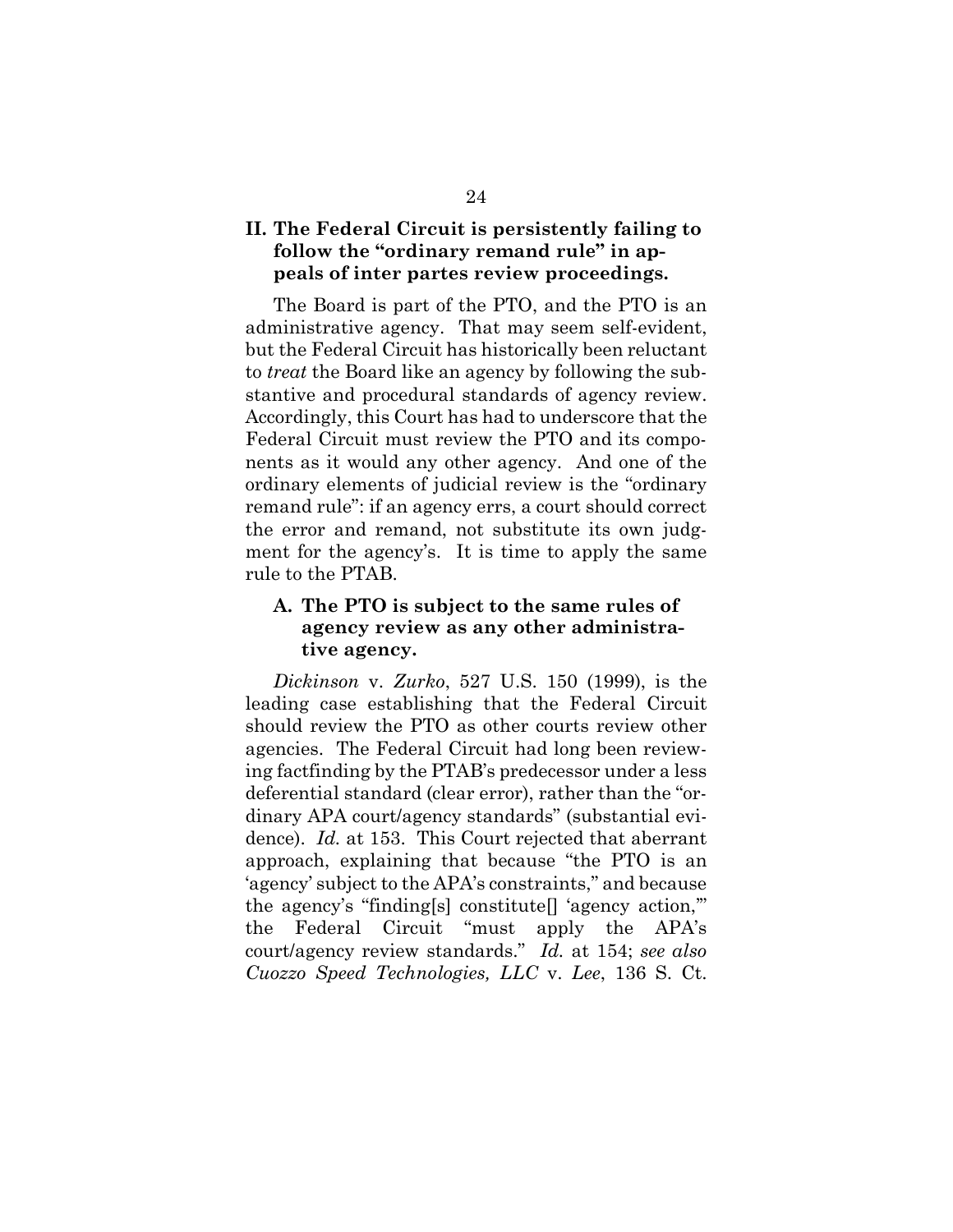## II. The Federal Circuit is persistently failing to follow the "ordinary remand rule" in appeals of inter partes review proceedings.

The Board is part of the PTO, and the PTO is an administrative agency. That may seem self-evident, but the Federal Circuit has historically been reluctant to *treat* the Board like an agency by following the substantive and procedural standards of agency review. Accordingly, this Court has had to underscore that the Federal Circuit must review the PTO and its components as it would any other agency. And one of the ordinary elements of judicial review is the "ordinary remand rule": if an agency errs, a court should correct the error and remand, not substitute its own judgment for the agency's. It is time to apply the same rule to the PTAB.

### A. The PTO is subject to the same rules of agency review as any other administrative agency.

*Dickinson* v. *Zurko*, 527 U.S. 150 (1999), is the leading case establishing that the Federal Circuit should review the PTO as other courts review other agencies. The Federal Circuit had long been reviewing factfinding by the PTAB's predecessor under a less deferential standard (clear error), rather than the "ordinary APA court/agency standards" (substantial evidence). *Id.* at 153. This Court rejected that aberrant approach, explaining that because "the PTO is an 'agency' subject to the APA's constraints," and because the agency's "finding[s] constitute[] 'agency action,'" the Federal Circuit "must apply the APA's court/agency review standards." *Id.* at 154; *see also Cuozzo Speed Technologies, LLC* v. *Lee*, 136 S. Ct.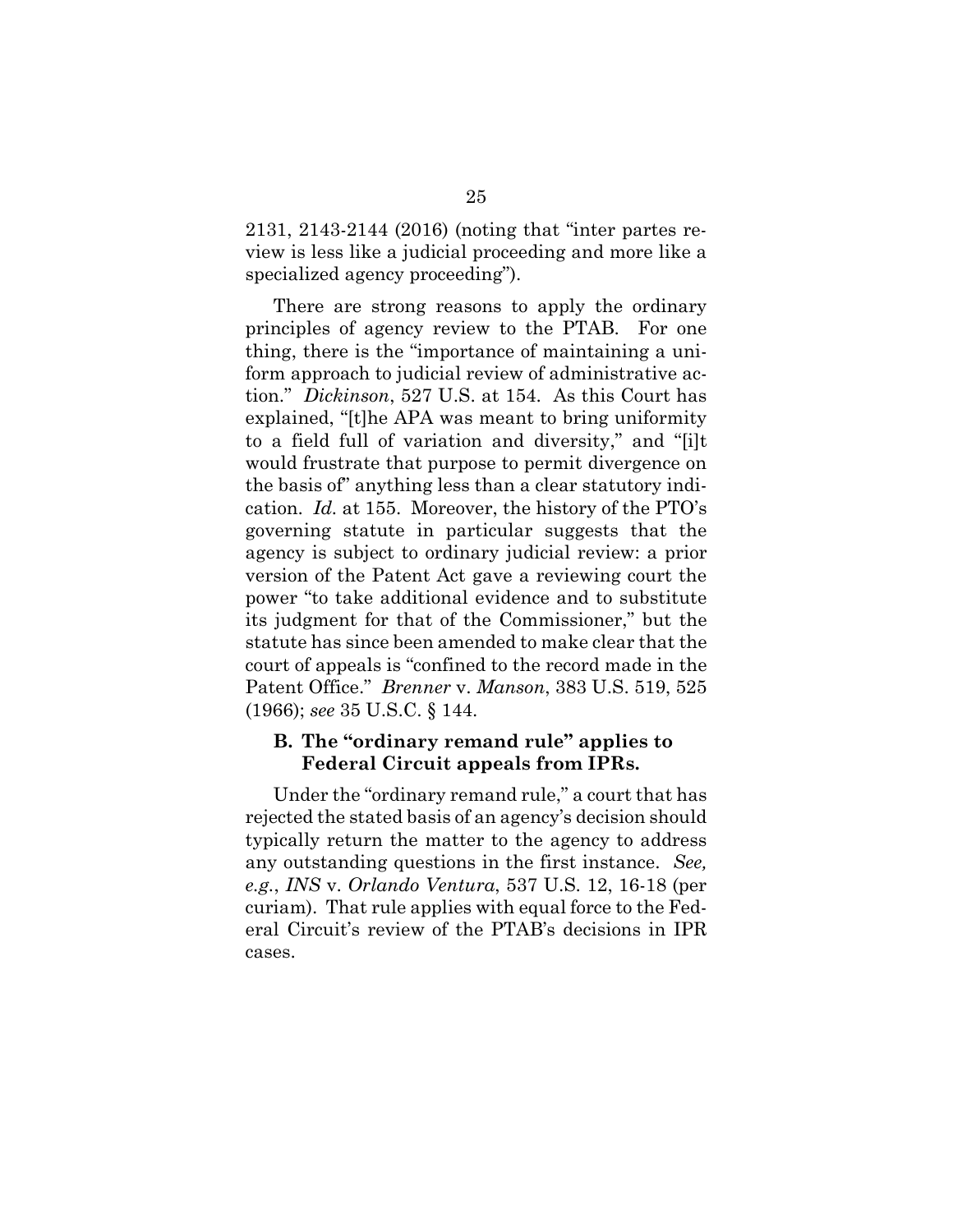2131, 2143-2144 (2016) (noting that "inter partes review is less like a judicial proceeding and more like a specialized agency proceeding").

There are strong reasons to apply the ordinary principles of agency review to the PTAB. For one thing, there is the "importance of maintaining a uniform approach to judicial review of administrative action." *Dickinson*, 527 U.S. at 154. As this Court has explained, "[t]he APA was meant to bring uniformity to a field full of variation and diversity," and "[i]t would frustrate that purpose to permit divergence on the basis of" anything less than a clear statutory indication. *Id.* at 155. Moreover, the history of the PTO's governing statute in particular suggests that the agency is subject to ordinary judicial review: a prior version of the Patent Act gave a reviewing court the power "to take additional evidence and to substitute its judgment for that of the Commissioner," but the statute has since been amended to make clear that the court of appeals is "confined to the record made in the Patent Office." *Brenner* v. *Manson*, 383 U.S. 519, 525 (1966); *see* 35 U.S.C. § 144.

### B. The "ordinary remand rule" applies to Federal Circuit appeals from IPRs.

Under the "ordinary remand rule," a court that has rejected the stated basis of an agency's decision should typically return the matter to the agency to address any outstanding questions in the first instance. *See, e.g.*, *INS* v. *Orlando Ventura*, 537 U.S. 12, 16-18 (per curiam). That rule applies with equal force to the Federal Circuit's review of the PTAB's decisions in IPR cases.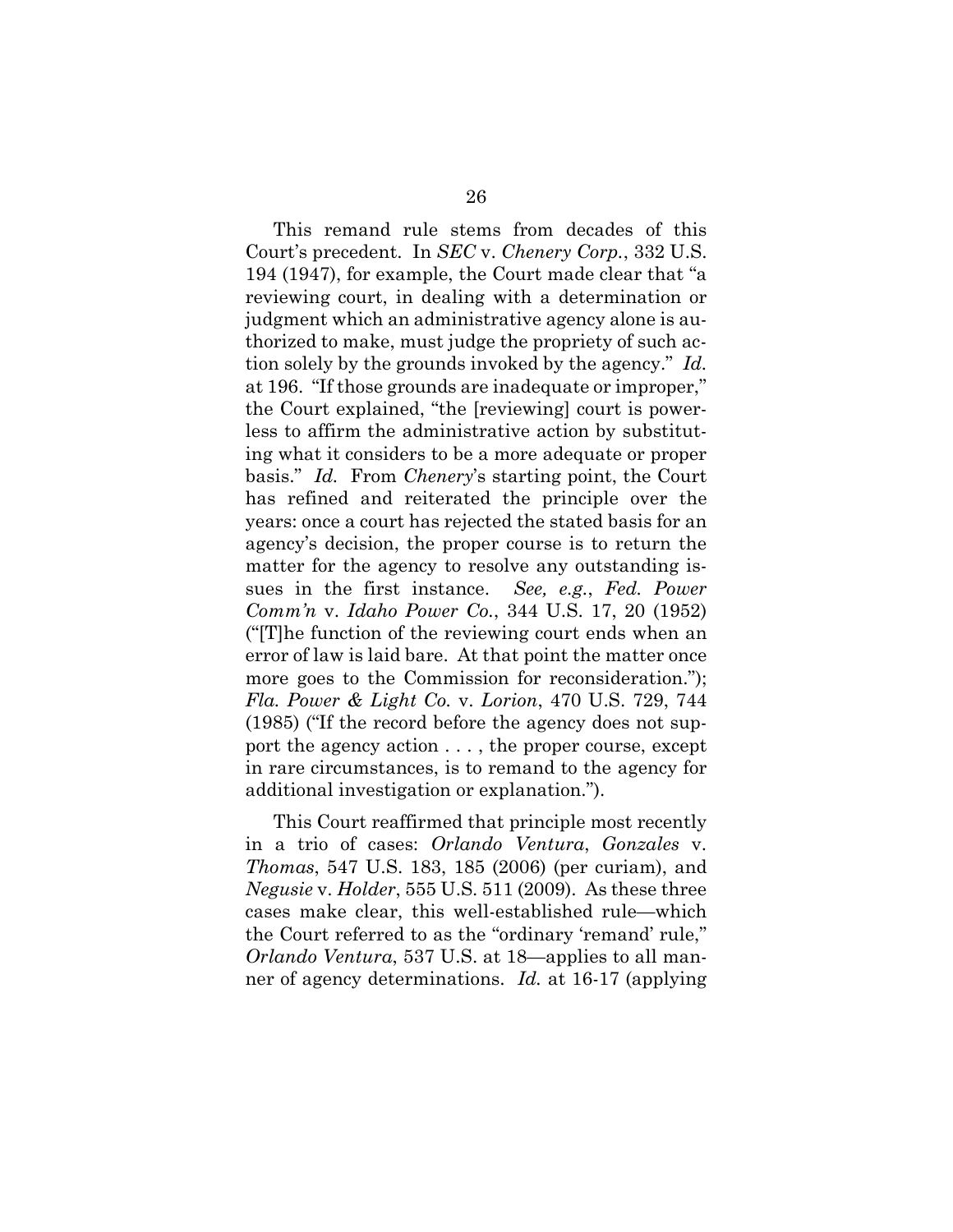This remand rule stems from decades of this Court's precedent. In *SEC* v. *Chenery Corp.*, 332 U.S. 194 (1947), for example, the Court made clear that "a reviewing court, in dealing with a determination or judgment which an administrative agency alone is authorized to make, must judge the propriety of such action solely by the grounds invoked by the agency." *Id.* at 196. "If those grounds are inadequate or improper," the Court explained, "the [reviewing] court is powerless to affirm the administrative action by substituting what it considers to be a more adequate or proper basis." *Id.* From *Chenery*'s starting point, the Court has refined and reiterated the principle over the years: once a court has rejected the stated basis for an agency's decision, the proper course is to return the matter for the agency to resolve any outstanding issues in the first instance. *See, e.g.*, *Fed. Power Comm'n* v. *Idaho Power Co.*, 344 U.S. 17, 20 (1952) ("[T]he function of the reviewing court ends when an error of law is laid bare. At that point the matter once more goes to the Commission for reconsideration."); *Fla. Power & Light Co.* v. *Lorion*, 470 U.S. 729, 744 (1985) ("If the record before the agency does not support the agency action . . . , the proper course, except in rare circumstances, is to remand to the agency for additional investigation or explanation.").

This Court reaffirmed that principle most recently in a trio of cases: *Orlando Ventura*, *Gonzales* v. *Thomas*, 547 U.S. 183, 185 (2006) (per curiam), and *Negusie* v. *Holder*, 555 U.S. 511 (2009). As these three cases make clear, this well-established rule—which the Court referred to as the "ordinary 'remand' rule," *Orlando Ventura*, 537 U.S. at 18—applies to all manner of agency determinations. *Id.* at 16-17 (applying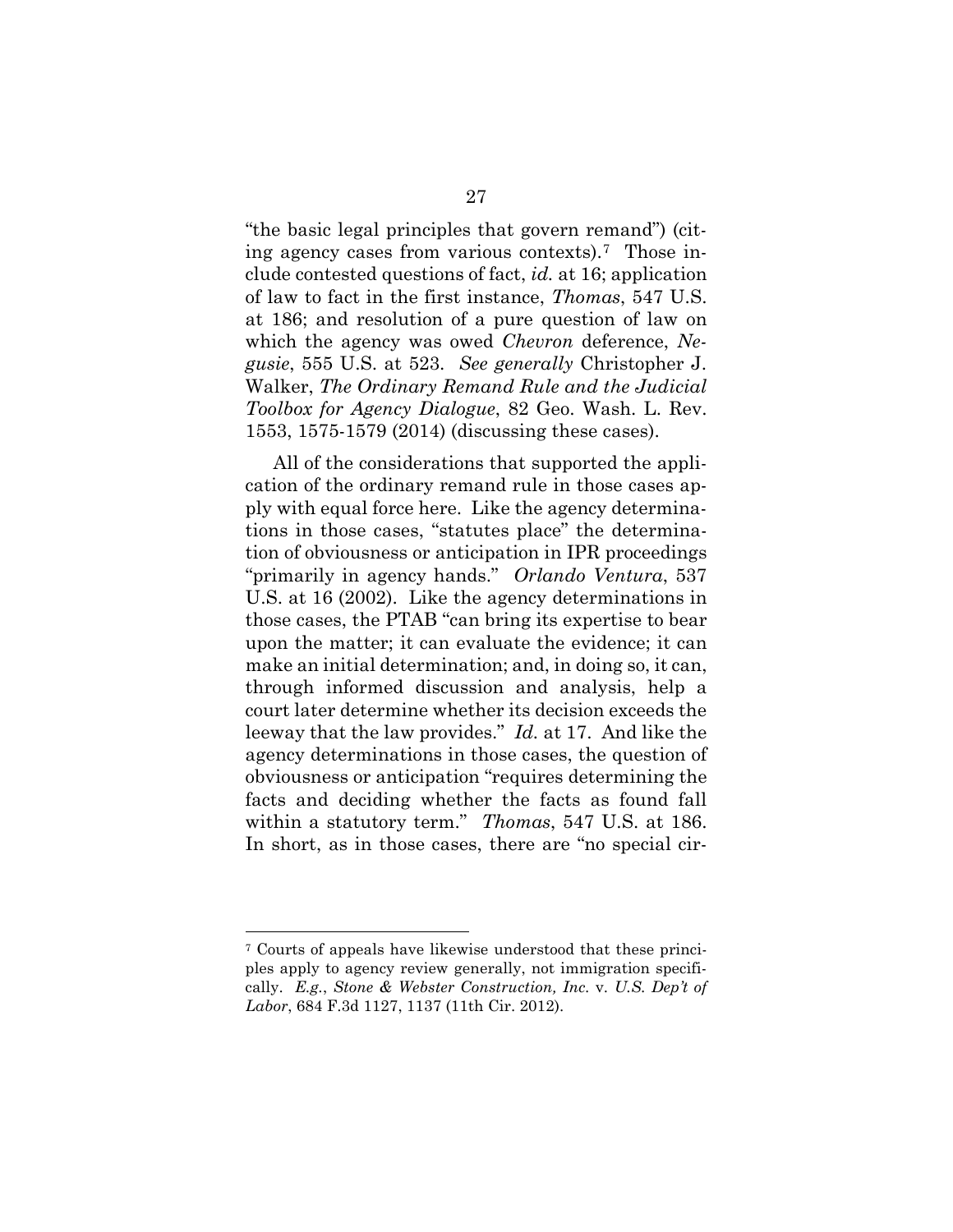"the basic legal principles that govern remand") (citing agency cases from various contexts).[7] Those include contested questions of fact, *id.* at 16; application of law to fact in the first instance, *Thomas*, 547 U.S. at 186; and resolution of a pure question of law on which the agency was owed *Chevron* deference, *Negusie*, 555 U.S. at 523. *See generally* Christopher J. Walker, *The Ordinary Remand Rule and the Judicial Toolbox for Agency Dialogue*, 82 Geo. Wash. L. Rev. 1553, 1575-1579 (2014) (discussing these cases).

All of the considerations that supported the application of the ordinary remand rule in those cases apply with equal force here. Like the agency determinations in those cases, "statutes place" the determination of obviousness or anticipation in IPR proceedings "primarily in agency hands." *Orlando Ventura*, 537 U.S. at 16 (2002). Like the agency determinations in those cases, the PTAB "can bring its expertise to bear upon the matter; it can evaluate the evidence; it can make an initial determination; and, in doing so, it can, through informed discussion and analysis, help a court later determine whether its decision exceeds the leeway that the law provides." *Id.* at 17. And like the agency determinations in those cases, the question of obviousness or anticipation "requires determining the facts and deciding whether the facts as found fall within a statutory term." *Thomas*, 547 U.S. at 186. In short, as in those cases, there are "no special cir-

[7] Courts of appeals have likewise understood that these principles apply to agency review generally, not immigration specifically. *E.g.*, *Stone & Webster Construction, Inc.* v. *U.S. Dep't of Labor*, 684 F.3d 1127, 1137 (11th Cir. 2012).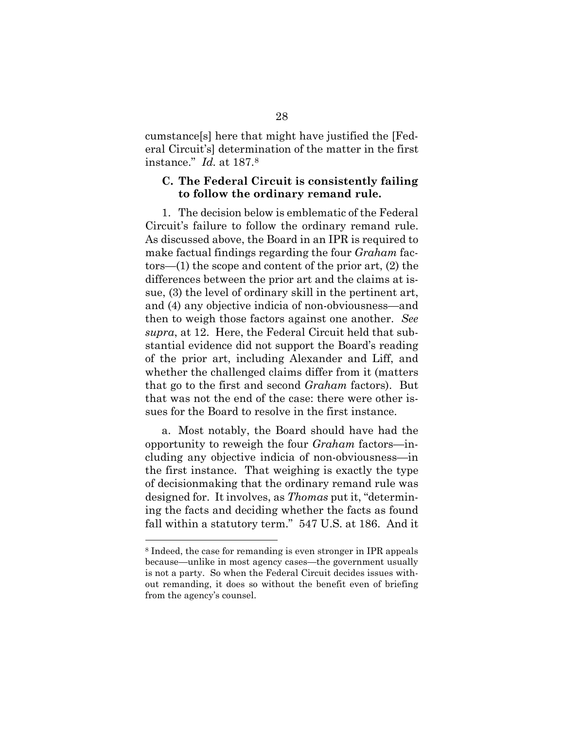cumstance[s] here that might have justified the [Federal Circuit's] determination of the matter in the first instance." *Id.* at 187.[8]

### C. The Federal Circuit is consistently failing to follow the ordinary remand rule.

1. The decision below is emblematic of the Federal Circuit's failure to follow the ordinary remand rule. As discussed above, the Board in an IPR is required to make factual findings regarding the four *Graham* factors—(1) the scope and content of the prior art, (2) the differences between the prior art and the claims at issue, (3) the level of ordinary skill in the pertinent art, and (4) any objective indicia of non-obviousness—and then to weigh those factors against one another. *See supra*, at 12. Here, the Federal Circuit held that substantial evidence did not support the Board's reading of the prior art, including Alexander and Liff, and whether the challenged claims differ from it (matters that go to the first and second *Graham* factors). But that was not the end of the case: there were other issues for the Board to resolve in the first instance.

a. Most notably, the Board should have had the opportunity to reweigh the four *Graham* factors—including any objective indicia of non-obviousness—in the first instance. That weighing is exactly the type of decisionmaking that the ordinary remand rule was designed for. It involves, as *Thomas* put it, "determining the facts and deciding whether the facts as found fall within a statutory term." 547 U.S. at 186. And it

---

[8] Indeed, the case for remanding is even stronger in IPR appeals because—unlike in most agency cases—the government usually is not a party. So when the Federal Circuit decides issues without remanding, it does so without the benefit even of briefing from the agency's counsel.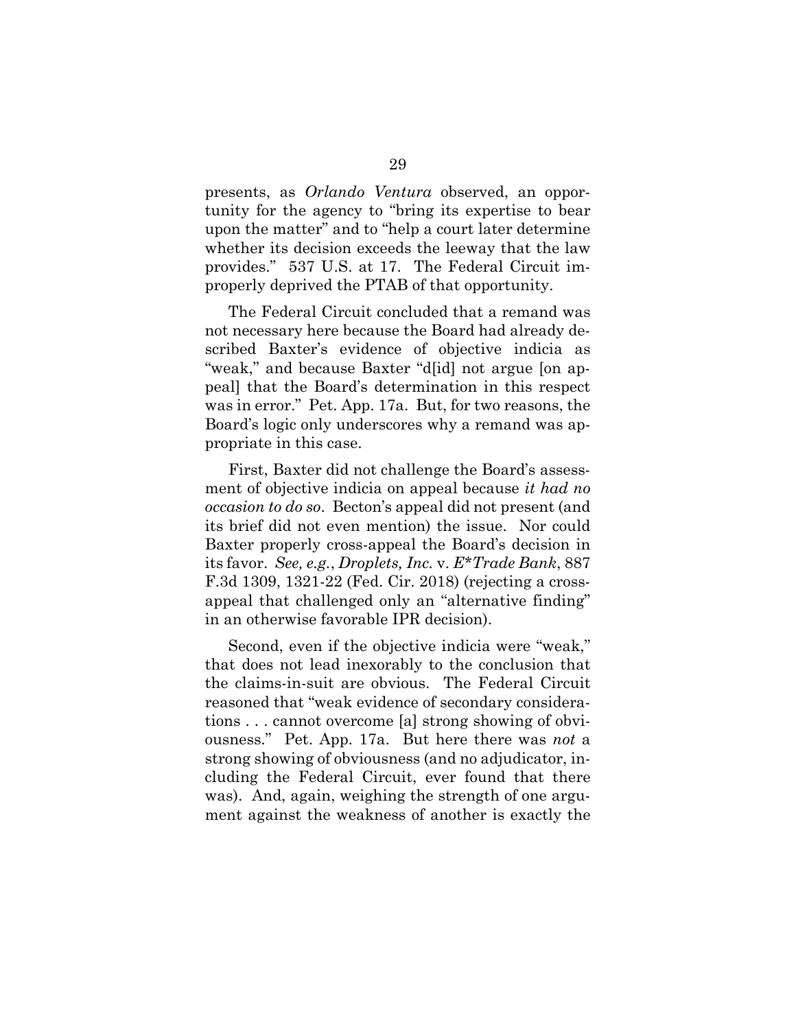presents, as *Orlando Ventura* observed, an opportunity for the agency to "bring its expertise to bear upon the matter" and to "help a court later determine whether its decision exceeds the leeway that the law provides." 537 U.S. at 17. The Federal Circuit improperly deprived the PTAB of that opportunity.

The Federal Circuit concluded that a remand was not necessary here because the Board had already described Baxter's evidence of objective indicia as "weak," and because Baxter "d[id] not argue [on appeal] that the Board's determination in this respect was in error." Pet. App. 17a. But, for two reasons, the Board's logic only underscores why a remand was appropriate in this case.

First, Baxter did not challenge the Board's assessment of objective indicia on appeal because *it had no occasion to do so*. Becton's appeal did not present (and its brief did not even mention) the issue. Nor could Baxter properly cross-appeal the Board's decision in its favor. *See, e.g.*, *Droplets, Inc.* v. *E*Trade Bank*, 887 F.3d 1309, 1321-22 (Fed. Cir. 2018) (rejecting a cross-appeal that challenged only an "alternative finding" in an otherwise favorable IPR decision).

Second, even if the objective indicia were "weak," that does not lead inexorably to the conclusion that the claims-in-suit are obvious. The Federal Circuit reasoned that "weak evidence of secondary considerations . . . cannot overcome [a] strong showing of obviousness." Pet. App. 17a. But here there was *not* a strong showing of obviousness (and no adjudicator, including the Federal Circuit, ever found that there was). And, again, weighing the strength of one argument against the weakness of another is exactly the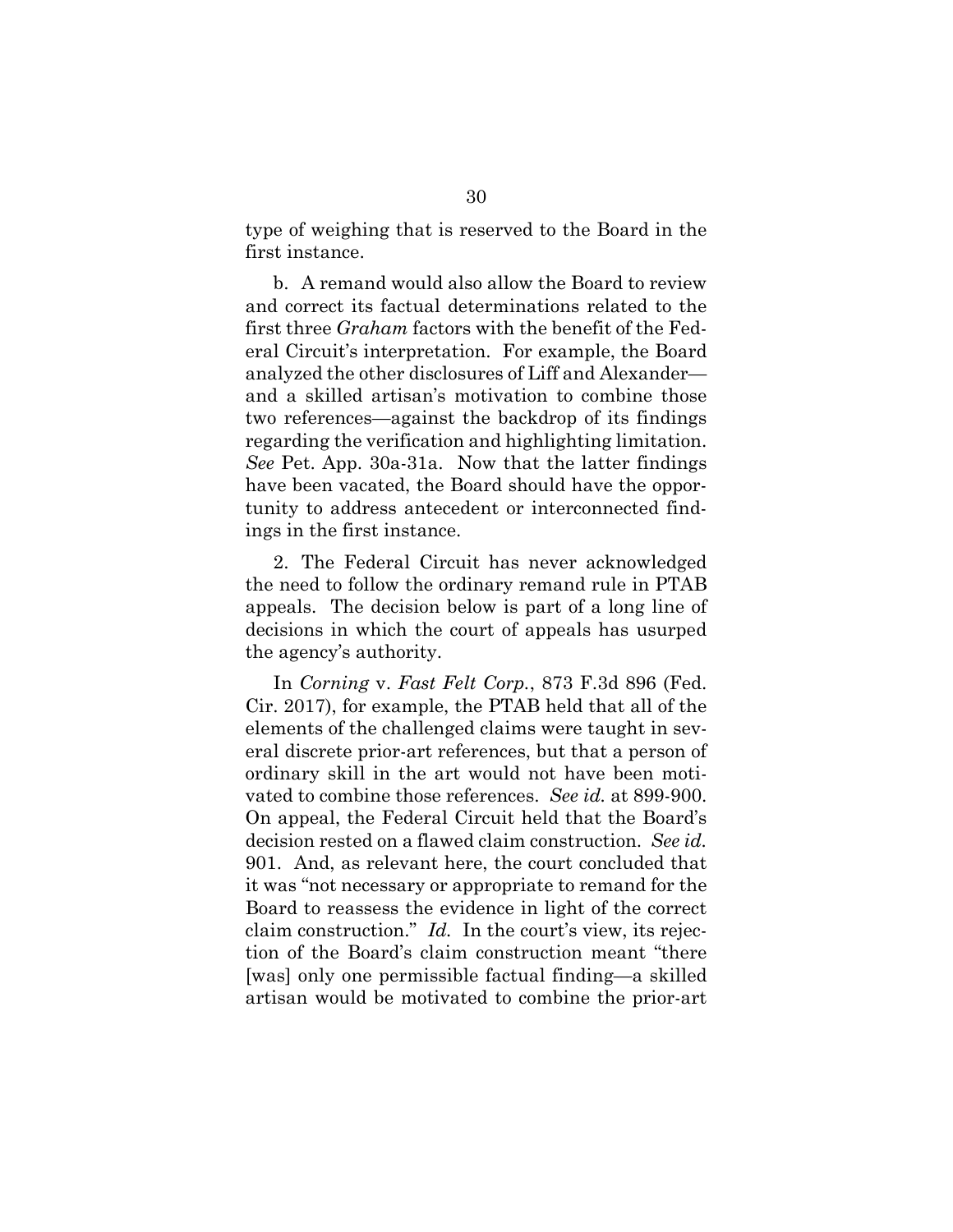type of weighing that is reserved to the Board in the first instance.

b. A remand would also allow the Board to review and correct its factual determinations related to the first three *Graham* factors with the benefit of the Federal Circuit's interpretation. For example, the Board analyzed the other disclosures of Liff and Alexander—and a skilled artisan's motivation to combine those two references—against the backdrop of its findings regarding the verification and highlighting limitation. *See* Pet. App. 30a-31a. Now that the latter findings have been vacated, the Board should have the opportunity to address antecedent or interconnected findings in the first instance.

2. The Federal Circuit has never acknowledged the need to follow the ordinary remand rule in PTAB appeals. The decision below is part of a long line of decisions in which the court of appeals has usurped the agency's authority.

In *Corning* v. *Fast Felt Corp.*, 873 F.3d 896 (Fed. Cir. 2017), for example, the PTAB held that all of the elements of the challenged claims were taught in several discrete prior-art references, but that a person of ordinary skill in the art would not have been motivated to combine those references. *See id.* at 899-900. On appeal, the Federal Circuit held that the Board's decision rested on a flawed claim construction. *See id.* 901. And, as relevant here, the court concluded that it was "not necessary or appropriate to remand for the Board to reassess the evidence in light of the correct claim construction." *Id.* In the court's view, its rejection of the Board's claim construction meant "there [was] only one permissible factual finding—a skilled artisan would be motivated to combine the prior-art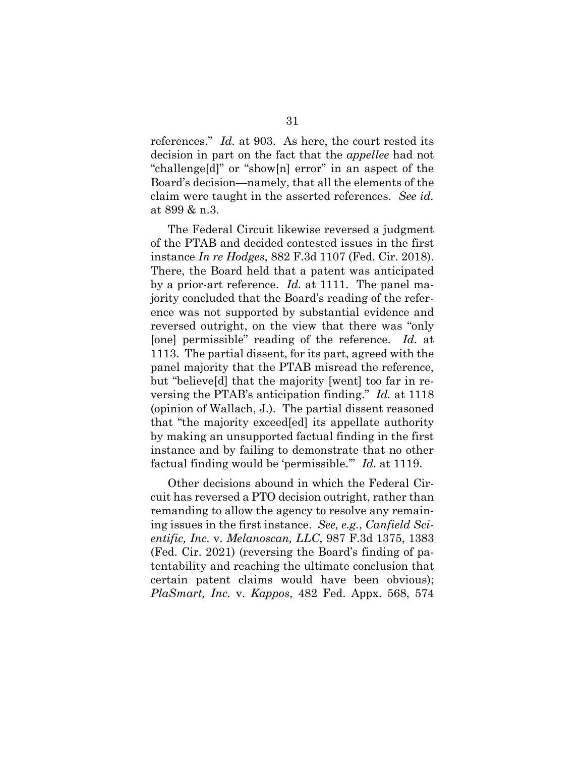references." *Id.* at 903. As here, the court rested its decision in part on the fact that the *appellee* had not "challenge[d]" or "show[n] error" in an aspect of the Board's decision—namely, that all the elements of the claim were taught in the asserted references. *See id.* at 899 & n.3.

The Federal Circuit likewise reversed a judgment of the PTAB and decided contested issues in the first instance *In re Hodges*, 882 F.3d 1107 (Fed. Cir. 2018). There, the Board held that a patent was anticipated by a prior-art reference. *Id.* at 1111. The panel majority concluded that the Board's reading of the reference was not supported by substantial evidence and reversed outright, on the view that there was "only [one] permissible" reading of the reference. *Id.* at 1113. The partial dissent, for its part, agreed with the panel majority that the PTAB misread the reference, but "believe[d] that the majority [went] too far in reversing the PTAB's anticipation finding." *Id.* at 1118 (opinion of Wallach, J.). The partial dissent reasoned that "the majority exceed[ed] its appellate authority by making an unsupported factual finding in the first instance and by failing to demonstrate that no other factual finding would be 'permissible.'" *Id.* at 1119.

Other decisions abound in which the Federal Circuit has reversed a PTO decision outright, rather than remanding to allow the agency to resolve any remaining issues in the first instance. *See, e.g.*, *Canfield Scientific, Inc.* v. *Melanoscan, LLC*, 987 F.3d 1375, 1383 (Fed. Cir. 2021) (reversing the Board's finding of patentability and reaching the ultimate conclusion that certain patent claims would have been obvious); *PlaSmart, Inc.* v. *Kappos*, 482 Fed. Appx. 568, 574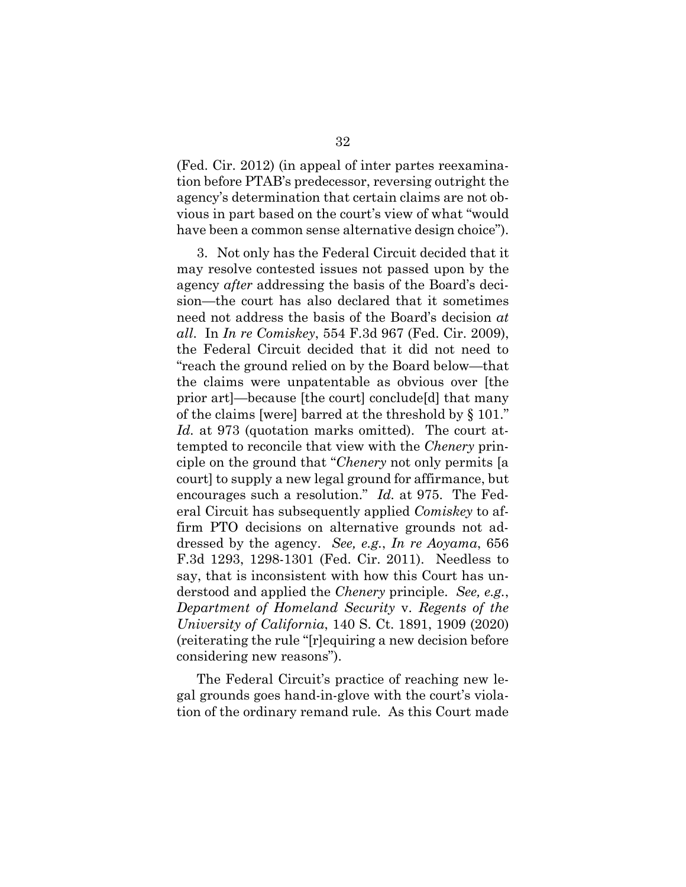(Fed. Cir. 2012) (in appeal of inter partes reexamination before PTAB's predecessor, reversing outright the agency's determination that certain claims are not obvious in part based on the court's view of what "would have been a common sense alternative design choice").

3. Not only has the Federal Circuit decided that it may resolve contested issues not passed upon by the agency *after* addressing the basis of the Board's decision—the court has also declared that it sometimes need not address the basis of the Board's decision *at all*. In *In re Comiskey*, 554 F.3d 967 (Fed. Cir. 2009), the Federal Circuit decided that it did not need to "reach the ground relied on by the Board below—that the claims were unpatentable as obvious over [the prior art]—because [the court] conclude[d] that many of the claims [were] barred at the threshold by § 101." *Id.* at 973 (quotation marks omitted). The court attempted to reconcile that view with the *Chenery* principle on the ground that "*Chenery* not only permits [a court] to supply a new legal ground for affirmance, but encourages such a resolution." *Id.* at 975. The Federal Circuit has subsequently applied *Comiskey* to affirm PTO decisions on alternative grounds not addressed by the agency. *See, e.g.*, *In re Aoyama*, 656 F.3d 1293, 1298-1301 (Fed. Cir. 2011). Needless to say, that is inconsistent with how this Court has understood and applied the *Chenery* principle. *See, e.g.*, *Department of Homeland Security* v. *Regents of the University of California*, 140 S. Ct. 1891, 1909 (2020) (reiterating the rule "[r]equiring a new decision before considering new reasons").

The Federal Circuit's practice of reaching new legal grounds goes hand-in-glove with the court's violation of the ordinary remand rule. As this Court made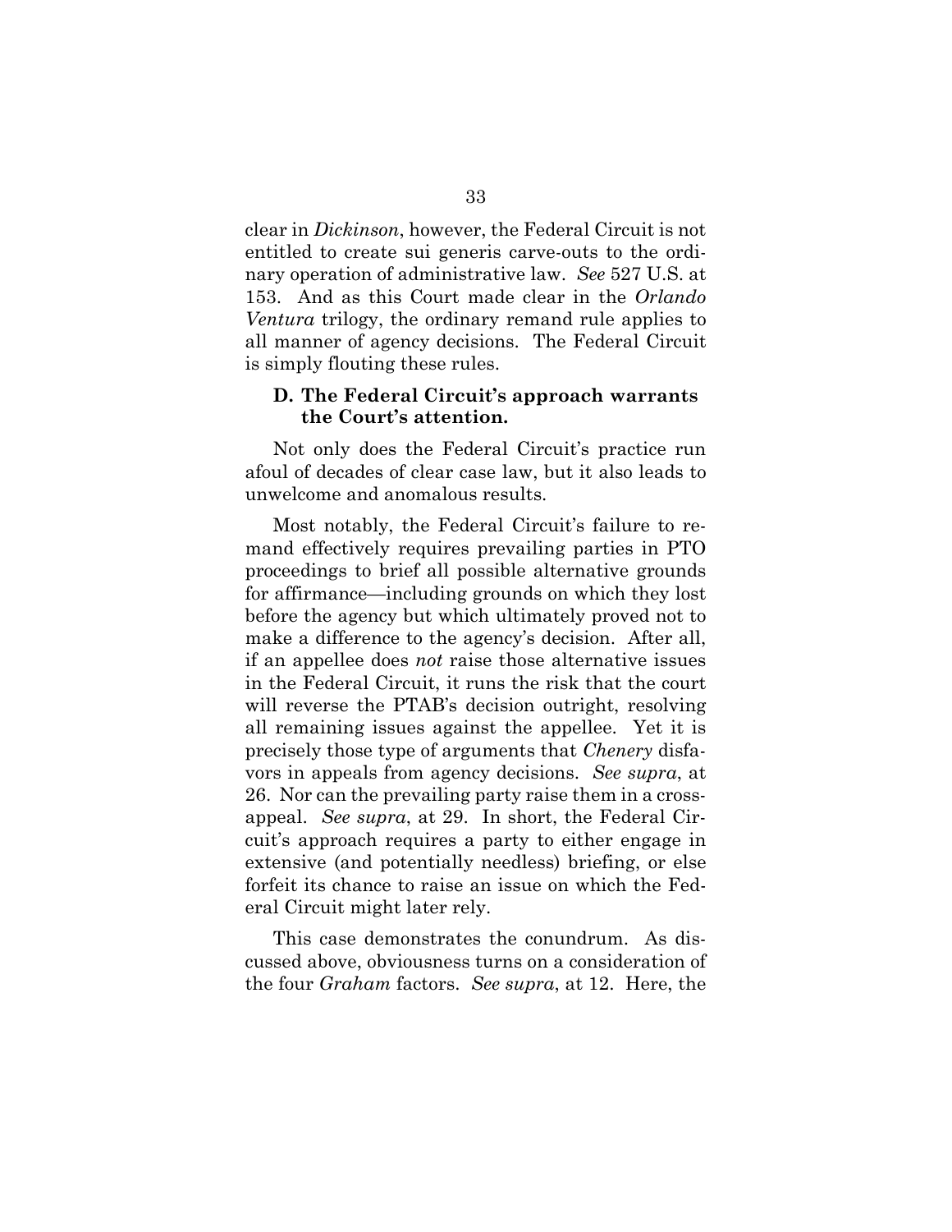clear in *Dickinson*, however, the Federal Circuit is not entitled to create sui generis carve-outs to the ordinary operation of administrative law. *See* 527 U.S. at 153. And as this Court made clear in the *Orlando Ventura* trilogy, the ordinary remand rule applies to all manner of agency decisions. The Federal Circuit is simply flouting these rules.

### D. The Federal Circuit's approach warrants the Court's attention.

Not only does the Federal Circuit's practice run afoul of decades of clear case law, but it also leads to unwelcome and anomalous results.

Most notably, the Federal Circuit's failure to remand effectively requires prevailing parties in PTO proceedings to brief all possible alternative grounds for affirmance—including grounds on which they lost before the agency but which ultimately proved not to make a difference to the agency's decision. After all, if an appellee does *not* raise those alternative issues in the Federal Circuit, it runs the risk that the court will reverse the PTAB's decision outright, resolving all remaining issues against the appellee. Yet it is precisely those type of arguments that *Chenery* disfavors in appeals from agency decisions. *See supra*, at 26. Nor can the prevailing party raise them in a cross-appeal. *See supra*, at 29. In short, the Federal Circuit's approach requires a party to either engage in extensive (and potentially needless) briefing, or else forfeit its chance to raise an issue on which the Federal Circuit might later rely.

This case demonstrates the conundrum. As discussed above, obviousness turns on a consideration of the four *Graham* factors. *See supra*, at 12. Here, the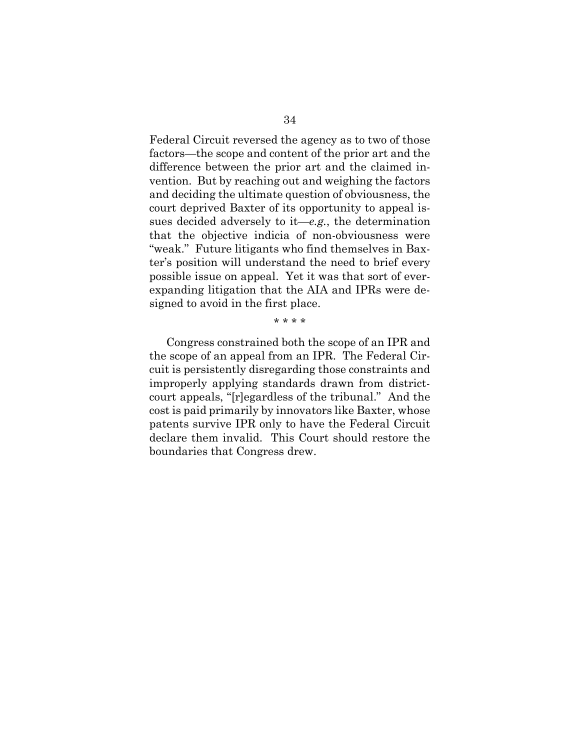Federal Circuit reversed the agency as to two of those factors—the scope and content of the prior art and the difference between the prior art and the claimed invention. But by reaching out and weighing the factors and deciding the ultimate question of obviousness, the court deprived Baxter of its opportunity to appeal issues decided adversely to it—*e.g.*, the determination that the objective indicia of non-obviousness were "weak." Future litigants who find themselves in Baxter's position will understand the need to brief every possible issue on appeal. Yet it was that sort of ever-expanding litigation that the AIA and IPRs were designed to avoid in the first place.

\* \* \* \*

Congress constrained both the scope of an IPR and the scope of an appeal from an IPR. The Federal Circuit is persistently disregarding those constraints and improperly applying standards drawn from district-court appeals, "[r]egardless of the tribunal." And the cost is paid primarily by innovators like Baxter, whose patents survive IPR only to have the Federal Circuit declare them invalid. This Court should restore the boundaries that Congress drew.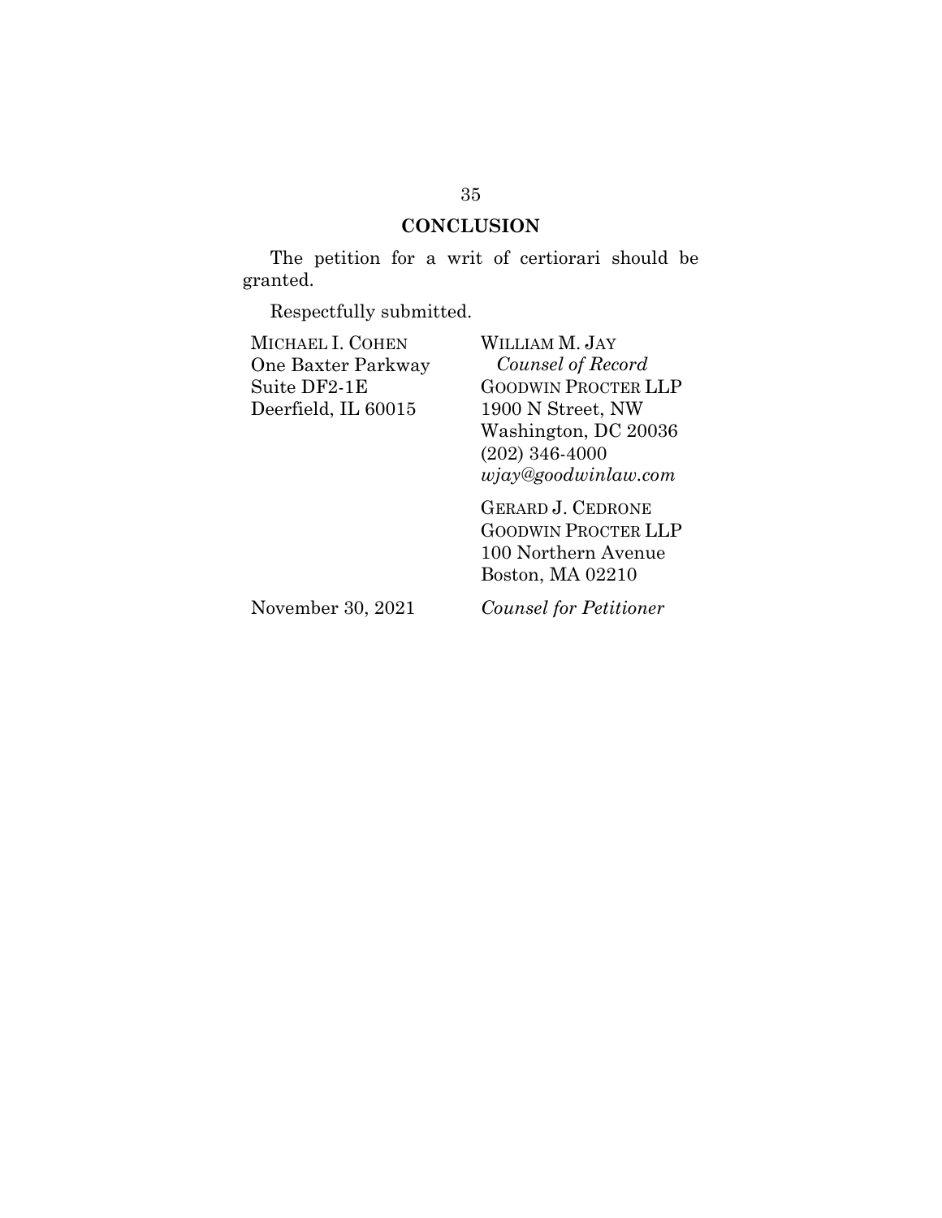## CONCLUSION

The petition for a writ of certiorari should be granted.

Respectfully submitted.

MICHAEL I. COHEN
One Baxter Parkway
Suite DF2-1E
Deerfield, IL 60015

WILLIAM M. JAY
*Counsel of Record*
GOODWIN PROCTER LLP
1900 N Street, NW
Washington, DC 20036
(202) 346-4000
*wjay@goodwinlaw.com*

GERARD J. CEDRONE
GOODWIN PROCTER LLP
100 Northern Avenue
Boston, MA 02210

November 30, 2021

*Counsel for Petitioner*